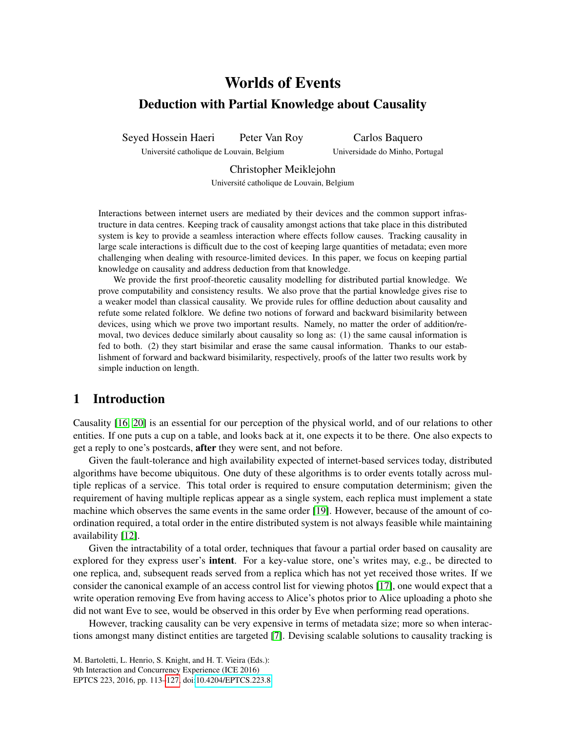# Worlds of Events

## Deduction with Partial Knowledge about Causality

Seyed Hossein Haeri    Peter Van Roy
Université catholique de Louvain, Belgium

Carlos Baquero
Universidade do Minho, Portugal

Christopher Meiklejohn
Université catholique de Louvain, Belgium

Interactions between internet users are mediated by their devices and the common support infrastructure in data centres. Keeping track of causality amongst actions that take place in this distributed system is key to provide a seamless interaction where effects follow causes. Tracking causality in large scale interactions is difficult due to the cost of keeping large quantities of metadata; even more challenging when dealing with resource-limited devices. In this paper, we focus on keeping partial knowledge on causality and address deduction from that knowledge.

We provide the first proof-theoretic causality modelling for distributed partial knowledge. We prove computability and consistency results. We also prove that the partial knowledge gives rise to a weaker model than classical causality. We provide rules for offline deduction about causality and refute some related folklore. We define two notions of forward and backward bisimilarity between devices, using which we prove two important results. Namely, no matter the order of addition/removal, two devices deduce similarly about causality so long as: (1) the same causal information is fed to both. (2) they start bisimilar and erase the same causal information. Thanks to our establishment of forward and backward bisimilarity, respectively, proofs of the latter two results work by simple induction on length.

## 1 Introduction

Causality [16, 20] is an essential for our perception of the physical world, and of our relations to other entities. If one puts a cup on a table, and looks back at it, one expects it to be there. One also expects to get a reply to one's postcards, **after** they were sent, and not before.

Given the fault-tolerance and high availability expected of internet-based services today, distributed algorithms have become ubiquitous. One duty of these algorithms is to order events totally across multiple replicas of a service. This total order is required to ensure computation determinism; given the requirement of having multiple replicas appear as a single system, each replica must implement a state machine which observes the same events in the same order [19]. However, because of the amount of coordination required, a total order in the entire distributed system is not always feasible while maintaining availability [12].

Given the intractability of a total order, techniques that favour a partial order based on causality are explored for they express user's **intent**. For a key-value store, one's writes may, e.g., be directed to one replica, and, subsequent reads served from a replica which has not yet received those writes. If we consider the canonical example of an access control list for viewing photos [17], one would expect that a write operation removing Eve from having access to Alice's photos prior to Alice uploading a photo she did not want Eve to see, would be observed in this order by Eve when performing read operations.

However, tracking causality can be very expensive in terms of metadata size; more so when interactions amongst many distinct entities are targeted [7]. Devising scalable solutions to causality tracking is

M. Bartoletti, L. Henrio, S. Knight, and H. T. Vieira (Eds.):
9th Interaction and Concurrency Experience (ICE 2016)
EPTCS 223, 2016, pp. 113–127, doi:10.4204/EPTCS.223.8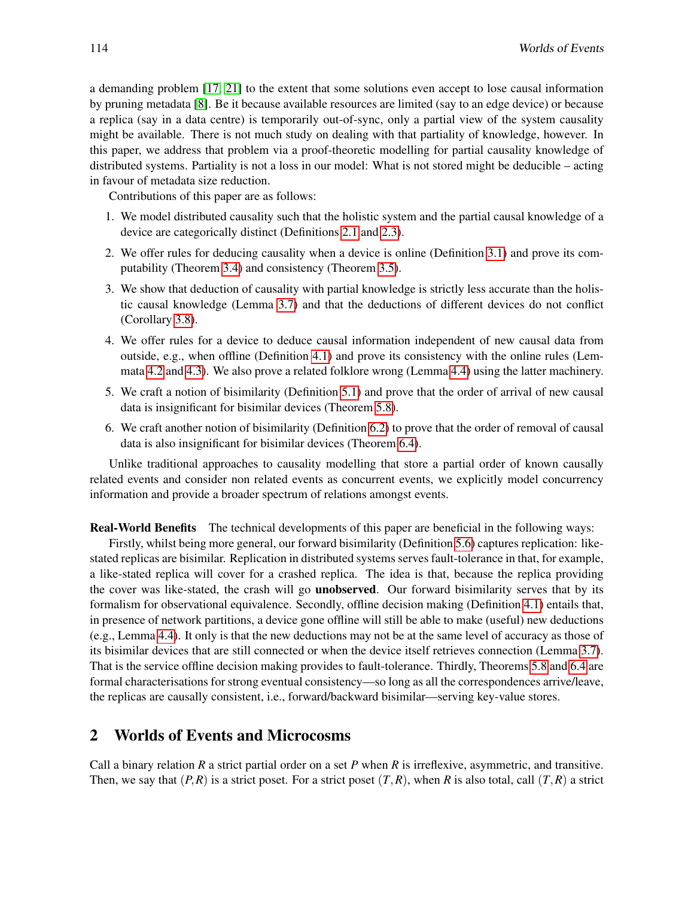a demanding problem [17, 21] to the extent that some solutions even accept to lose causal information by pruning metadata [8]. Be it because available resources are limited (say to an edge device) or because a replica (say in a data centre) is temporarily out-of-sync, only a partial view of the system causality might be available. There is not much study on dealing with that partiality of knowledge, however. In this paper, we address that problem via a proof-theoretic modelling for partial causality knowledge of distributed systems. Partiality is not a loss in our model: What is not stored might be deducible – acting in favour of metadata size reduction.

Contributions of this paper are as follows:

1. We model distributed causality such that the holistic system and the partial causal knowledge of a device are categorically distinct (Definitions 2.1 and 2.3).
2. We offer rules for deducing causality when a device is online (Definition 3.1) and prove its computability (Theorem 3.4) and consistency (Theorem 3.5).
3. We show that deduction of causality with partial knowledge is strictly less accurate than the holistic causal knowledge (Lemma 3.7) and that the deductions of different devices do not conflict (Corollary 3.8).
4. We offer rules for a device to deduce causal information independent of new causal data from outside, e.g., when offline (Definition 4.1) and prove its consistency with the online rules (Lemmata 4.2 and 4.3). We also prove a related folklore wrong (Lemma 4.4) using the latter machinery.
5. We craft a notion of bisimilarity (Definition 5.1) and prove that the order of arrival of new causal data is insignificant for bisimilar devices (Theorem 5.8).
6. We craft another notion of bisimilarity (Definition 6.2) to prove that the order of removal of causal data is also insignificant for bisimilar devices (Theorem 6.4).

Unlike traditional approaches to causality modelling that store a partial order of known causally related events and consider non related events as concurrent events, we explicitly model concurrency information and provide a broader spectrum of relations amongst events.

**Real-World Benefits** The technical developments of this paper are beneficial in the following ways:

Firstly, whilst being more general, our forward bisimilarity (Definition 5.6) captures replication: like-stated replicas are bisimilar. Replication in distributed systems serves fault-tolerance in that, for example, a like-stated replica will cover for a crashed replica. The idea is that, because the replica providing the cover was like-stated, the crash will go **unobserved**. Our forward bisimilarity serves that by its formalism for observational equivalence. Secondly, offline decision making (Definition 4.1) entails that, in presence of network partitions, a device gone offline will still be able to make (useful) new deductions (e.g., Lemma 4.4). It only is that the new deductions may not be at the same level of accuracy as those of its bisimilar devices that are still connected or when the device itself retrieves connection (Lemma 3.7). That is the service offline decision making provides to fault-tolerance. Thirdly, Theorems 5.8 and 6.4 are formal characterisations for strong eventual consistency—so long as all the correspondences arrive/leave, the replicas are causally consistent, i.e., forward/backward bisimilar—serving key-value stores.

## 2 Worlds of Events and Microcosms

Call a binary relation $R$ a strict partial order on a set $P$ when $R$ is irreflexive, asymmetric, and transitive. Then, we say that $(P,R)$ is a strict poset. For a strict poset $(T,R)$, when $R$ is also total, call $(T,R)$ a strict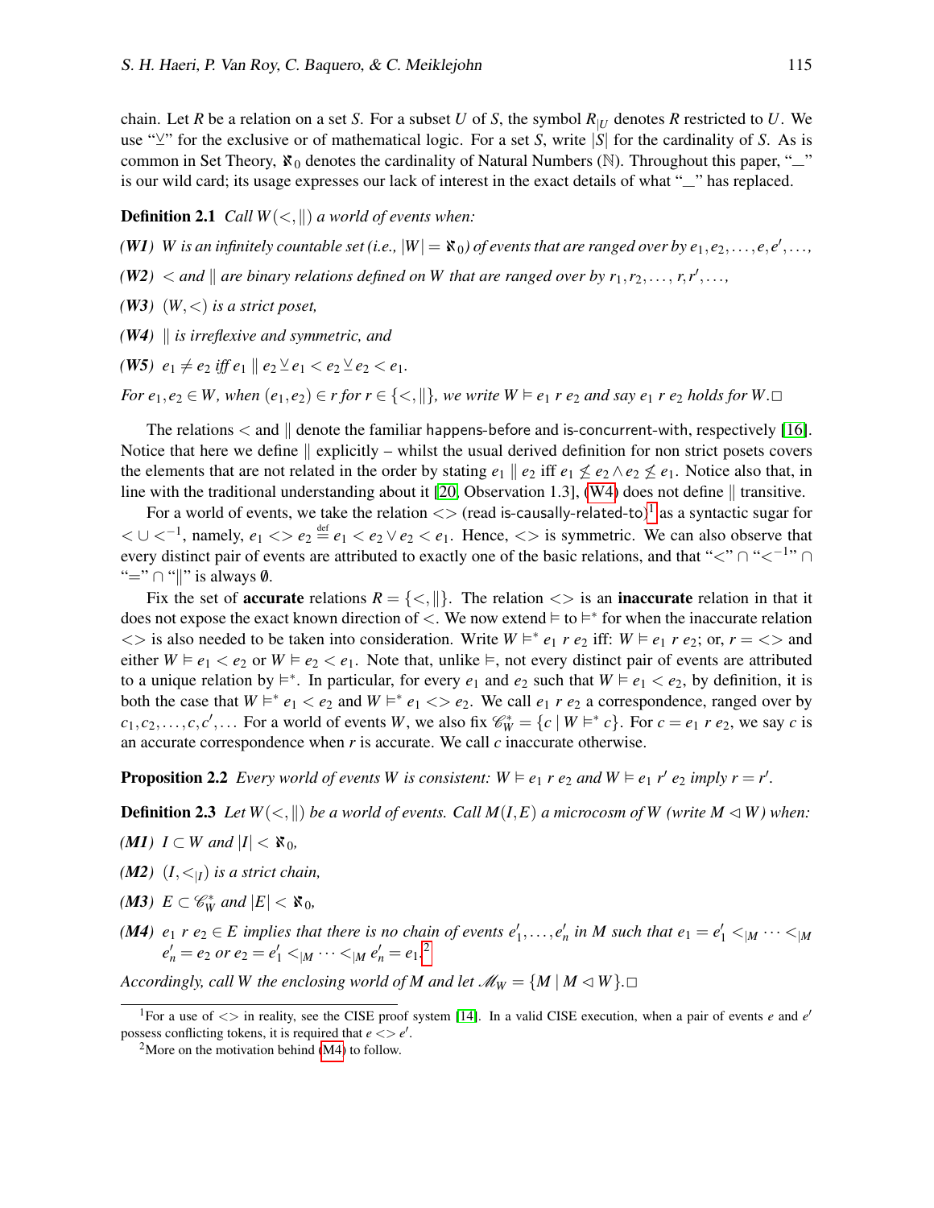chain. Let $R$ be a relation on a set $S$. For a subset $U$ of $S$, the symbol $R_{|U}$ denotes $R$ restricted to $U$. We use "$\veebar$" for the exclusive or of mathematical logic. For a set $S$, write $|S|$ for the cardinality of $S$. As is common in Set Theory, $\aleph_0$ denotes the cardinality of Natural Numbers ($\mathbb{N}$). Throughout this paper, "_" is our wild card; its usage expresses our lack of interest in the exact details of what "_" has replaced.

**Definition 2.1** *Call $W(<,\|)$ a world of events when:*

***(W1)*** *$W$ is an infinitely countable set (i.e., $|W| = \aleph_0$) of events that are ranged over by $e_1, e_2, \ldots, e, e', \ldots$,*

***(W2)*** *$<$ and $\|$ are binary relations defined on $W$ that are ranged over by $r_1, r_2, \ldots, r, r', \ldots$,*

***(W3)*** *$(W,<)$ is a strict poset,*

***(W4)*** *$\|$ is irreflexive and symmetric, and*

***(W5)*** *$e_1 \neq e_2$ iff $e_1 \| e_2 \veebar e_1 < e_2 \veebar e_2 < e_1$.*

*For $e_1, e_2 \in W$, when $(e_1, e_2) \in r$ for $r \in \{<, \|\}$, we write $W \vDash e_1\ r\ e_2$ and say $e_1\ r\ e_2$ holds for $W$.* □

The relations $<$ and $\|$ denote the familiar happens-before and is-concurrent-with, respectively [16]. Notice that here we define $\|$ explicitly – whilst the usual derived definition for non strict posets covers the elements that are not related in the order by stating $e_1 \| e_2$ iff $e_1 \not\leq e_2 \wedge e_2 \not\leq e_1$. Notice also that, in line with the traditional understanding about it [20, Observation 1.3], (W4) does not define $\|$ transitive.

For a world of events, we take the relation $<>$ (read is-causally-related-to)[1] as a syntactic sugar for $< \cup <^{-1}$, namely, $e_1 <> e_2 \stackrel{\text{def}}{=} e_1 < e_2 \vee e_2 < e_1$. Hence, $<>$ is symmetric. We can also observe that every distinct pair of events are attributed to exactly one of the basic relations, and that "$<$" $\cap$ "$<^{-1}$" $\cap$ "$=$" $\cap$ "$\|$" is always $\emptyset$.

Fix the set of **accurate** relations $R = \{<, \|\}$. The relation $<>$ is an **inaccurate** relation in that it does not expose the exact known direction of $<$. We now extend $\vDash$ to $\vDash^*$ for when the inaccurate relation $<>$ is also needed to be taken into consideration. Write $W \vDash^* e_1\ r\ e_2$ iff: $W \vDash e_1\ r\ e_2$; or, $r = <>$ and either $W \vDash e_1 < e_2$ or $W \vDash e_2 < e_1$. Note that, unlike $\vDash$, not every distinct pair of events are attributed to a unique relation by $\vDash^*$. In particular, for every $e_1$ and $e_2$ such that $W \vDash e_1 < e_2$, by definition, it is both the case that $W \vDash^* e_1 < e_2$ and $W \vDash^* e_1 <> e_2$. We call $e_1\ r\ e_2$ a correspondence, ranged over by $c_1, c_2, \ldots, c, c', \ldots$ For a world of events $W$, we also fix $\mathscr{C}^*_W = \{c \mid W \vDash^* c\}$. For $c = e_1\ r\ e_2$, we say $c$ is an accurate correspondence when $r$ is accurate. We call $c$ inaccurate otherwise.

**Proposition 2.2** *Every world of events $W$ is consistent: $W \vDash e_1\ r\ e_2$ and $W \vDash e_1\ r'\ e_2$ imply $r = r'$.*

**Definition 2.3** *Let $W(<,\|)$ be a world of events. Call $M(I,E)$ a microcosm of $W$ (write $M \lhd W$) when:*

***(M1)*** *$I \subset W$ and $|I| < \aleph_0$,*

***(M2)*** *$(I, <_{|I})$ is a strict chain,*

***(M3)*** *$E \subset \mathscr{C}^*_W$ and $|E| < \aleph_0$,*

***(M4)*** *$e_1\ r\ e_2 \in E$ implies that there is no chain of events $e'_1, \ldots, e'_n$ in $M$ such that $e_1 = e'_1 <_{|M} \cdots <_{|M} e'_n = e_2$ or $e_2 = e'_1 <_{|M} \cdots <_{|M} e'_n = e_1$.*[2]

*Accordingly, call $W$ the enclosing world of $M$ and let $\mathscr{M}_W = \{M \mid M \lhd W\}$.* □

---

[1] For a use of $<>$ in reality, see the CISE proof system [14]. In a valid CISE execution, when a pair of events $e$ and $e'$ possess conflicting tokens, it is required that $e <> e'$.

[2] More on the motivation behind (M4) to follow.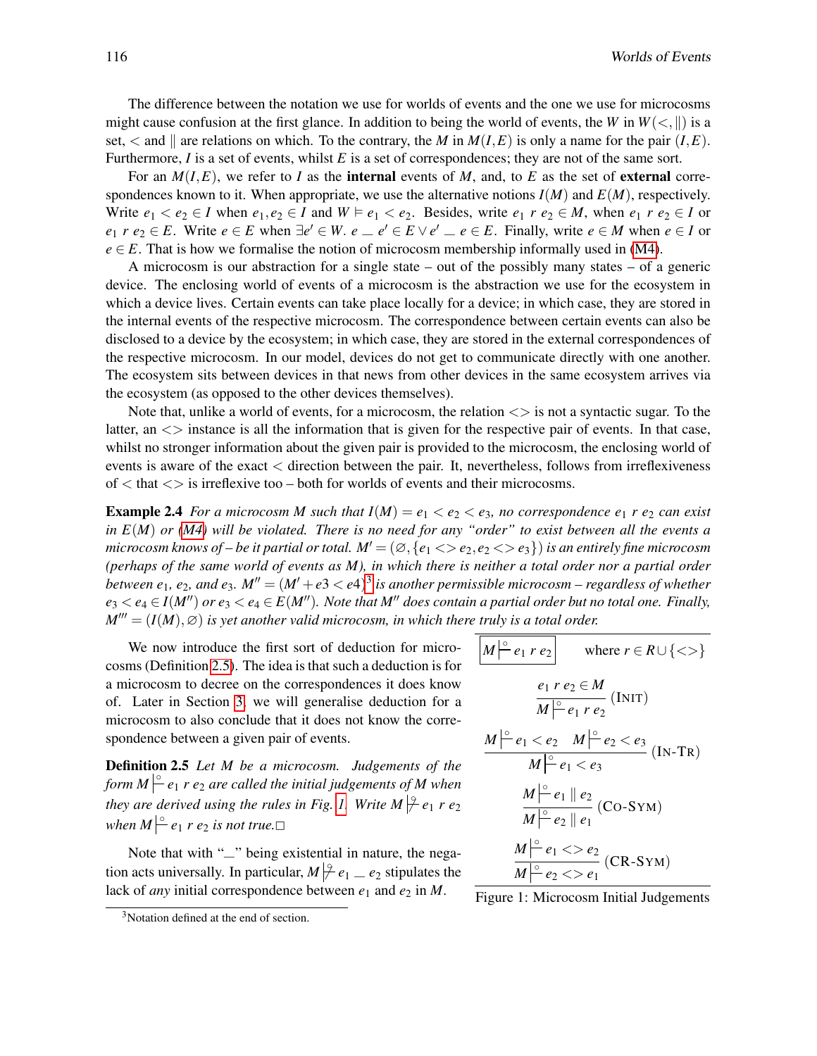The difference between the notation we use for worlds of events and the one we use for microcosms might cause confusion at the first glance. In addition to being the world of events, the $W$ in $W(<, \|)$ is a set, $<$ and $\|$ are relations on which. To the contrary, the $M$ in $M(I,E)$ is only a name for the pair $(I,E)$. Furthermore, $I$ is a set of events, whilst $E$ is a set of correspondences; they are not of the same sort.

For an $M(I,E)$, we refer to $I$ as the **internal** events of $M$, and, to $E$ as the set of **external** correspondences known to it. When appropriate, we use the alternative notions $I(M)$ and $E(M)$, respectively. Write $e_1 < e_2 \in I$ when $e_1, e_2 \in I$ and $W \vDash e_1 < e_2$. Besides, write $e_1 \; r \; e_2 \in M$, when $e_1 \; r \; e_2 \in I$ or $e_1 \; r \; e_2 \in E$. Write $e \in E$ when $\exists e' \in W.\ e \mathbin{\_} e' \in E \vee e' \mathbin{\_} e \in E$. Finally, write $e \in M$ when $e \in I$ or $e \in E$. That is how we formalise the notion of microcosm membership informally used in (M4).

A microcosm is our abstraction for a single state – out of the possibly many states – of a generic device. The enclosing world of events of a microcosm is the abstraction we use for the ecosystem in which a device lives. Certain events can take place locally for a device; in which case, they are stored in the internal events of the respective microcosm. The correspondence between certain events can also be disclosed to a device by the ecosystem; in which case, they are stored in the external correspondences of the respective microcosm. In our model, devices do not get to communicate directly with one another. The ecosystem sits between devices in that news from other devices in the same ecosystem arrives via the ecosystem (as opposed to the other devices themselves).

Note that, unlike a world of events, for a microcosm, the relation $<>$ is not a syntactic sugar. To the latter, an $<>$ instance is all the information that is given for the respective pair of events. In that case, whilst no stronger information about the given pair is provided to the microcosm, the enclosing world of events is aware of the exact $<$ direction between the pair. It, nevertheless, follows from irreflexiveness of $<$ that $<>$ is irreflexive too – both for worlds of events and their microcosms.

**Example 2.4** *For a microcosm $M$ such that $I(M) = e_1 < e_2 < e_3$, no correspondence $e_1 \; r \; e_2$ can exist in $E(M)$ or (M4) will be violated. There is no need for any "order" to exist between all the events a microcosm knows of – be it partial or total. $M' = (\varnothing, \{e_1 <> e_2, e_2 <> e_3\})$ is an entirely fine microcosm (perhaps of the same world of events as $M$), in which there is neither a total order nor a partial order between $e_1$, $e_2$, and $e_3$. $M'' = (M' + e3 < e4)$[3] is another permissible microcosm – regardless of whether $e_3 < e_4 \in I(M'')$ or $e_3 < e_4 \in E(M'')$. Note that $M''$ does contain a partial order but no total one. Finally, $M''' = (I(M), \varnothing)$ is yet another valid microcosm, in which there truly is a total order.*

We now introduce the first sort of deduction for microcosms (Definition 2.5). The idea is that such a deduction is for a microcosm to decree on the correspondences it does know of. Later in Section 3, we will generalise deduction for a microcosm to also conclude that it does not know the correspondence between a given pair of events.

**Definition 2.5** *Let $M$ be a microcosm. Judgements of the form $M \overset{\circ}{\vdash} e_1 \; r \; e_2$ are called the initial judgements of $M$ when they are derived using the rules in Fig. 1. Write $M \overset{\circ}{\nvdash} e_1 \; r \; e_2$ when $M \overset{\circ}{\vdash} e_1 \; r \; e_2$ is not true.*□

Note that with "$\_$" being existential in nature, the negation acts universally. In particular, $M \overset{\circ}{\nvdash} e_1 \mathbin{\_} e_2$ stipulates the lack of *any* initial correspondence between $e_1$ and $e_2$ in $M$.

$$\boxed{M \overset{\circ}{\vdash} e_1 \; r \; e_2} \qquad \text{where } r \in R \cup \{<>\}$$

$$\frac{e_1 \; r \; e_2 \in M}{M \overset{\circ}{\vdash} e_1 \; r \; e_2} \text{(INIT)}$$

$$\frac{M \overset{\circ}{\vdash} e_1 < e_2 \quad M \overset{\circ}{\vdash} e_2 < e_3}{M \overset{\circ}{\vdash} e_1 < e_3} \text{(IN-TR)}$$

$$\frac{M \overset{\circ}{\vdash} e_1 \parallel e_2}{M \overset{\circ}{\vdash} e_2 \parallel e_1} \text{(CO-SYM)}$$

$$\frac{M \overset{\circ}{\vdash} e_1 <> e_2}{M \overset{\circ}{\vdash} e_2 <> e_1} \text{(CR-SYM)}$$

Figure 1: Microcosm Initial Judgements

[3] Notation defined at the end of section.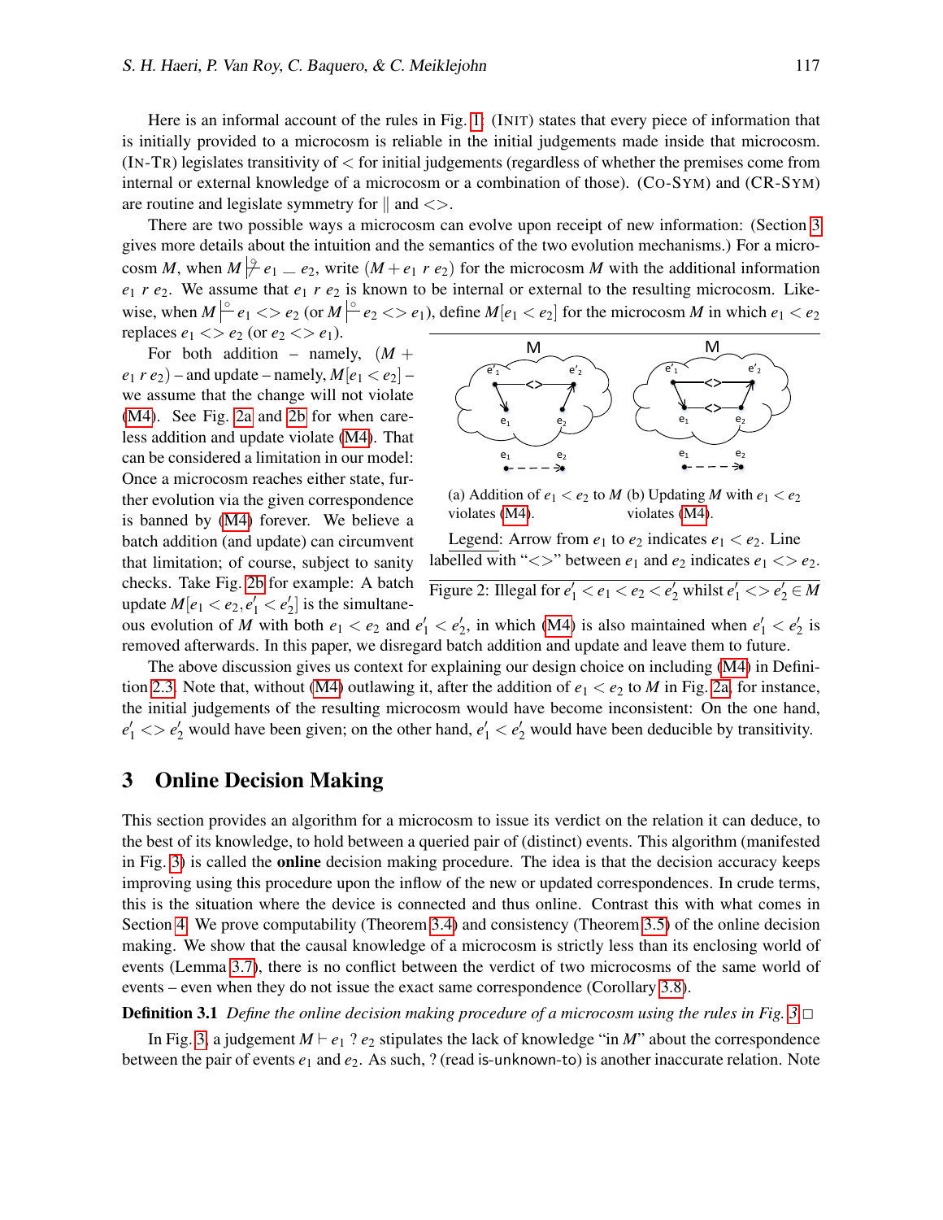Here is an informal account of the rules in Fig. 1: (INIT) states that every piece of information that is initially provided to a microcosm is reliable in the initial judgements made inside that microcosm. (IN-TR) legislates transitivity of $<$ for initial judgements (regardless of whether the premises come from internal or external knowledge of a microcosm or a combination of those). (CO-SYM) and (CR-SYM) are routine and legislate symmetry for $\|$ and $<>$.

There are two possible ways a microcosm can evolve upon receipt of new information: (Section 3 gives more details about the intuition and the semantics of the two evolution mechanisms.) For a microcosm $M$, when $M \not\models^{\circ} e_1 \_ e_2$, write $(M + e_1\ r\ e_2)$ for the microcosm $M$ with the additional information $e_1\ r\ e_2$. We assume that $e_1\ r\ e_2$ is known to be internal or external to the resulting microcosm. Likewise, when $M \models^{\circ} e_1 <> e_2$ (or $M \models^{\circ} e_2 <> e_1$), define $M[e_1 < e_2]$ for the microcosm $M$ in which $e_1 < e_2$ replaces $e_1 <> e_2$ (or $e_2 <> e_1$).

For both addition – namely, $(M + e_1\ r\ e_2)$ – and update – namely, $M[e_1 < e_2]$ – we assume that the change will not violate (M4). See Fig. 2a and 2b for when careless addition and update violate (M4). That can be considered a limitation in our model: Once a microcosm reaches either state, further evolution via the given correspondence is banned by (M4) forever. We believe a batch addition (and update) can circumvent that limitation; of course, subject to sanity checks. Take Fig. 2b for example: A batch update $M[e_1 < e_2, e'_1 < e'_2]$ is the simultaneous evolution of $M$ with both $e_1 < e_2$ and $e'_1 < e'_2$, in which (M4) is also maintained when $e'_1 < e'_2$ is removed afterwards. In this paper, we disregard batch addition and update and leave them to future.

(a) Addition of $e_1 < e_2$ to $M$ violates (M4). (b) Updating $M$ with $e_1 < e_2$ violates (M4).

Legend: Arrow from $e_1$ to $e_2$ indicates $e_1 < e_2$. Line labelled with "$<>$" between $e_1$ and $e_2$ indicates $e_1 <> e_2$.

Figure 2: Illegal for $e'_1 < e_1 < e_2 < e'_2$ whilst $e'_1 <> e'_2 \in M$

The above discussion gives us context for explaining our design choice on including (M4) in Definition 2.3. Note that, without (M4) outlawing it, after the addition of $e_1 < e_2$ to $M$ in Fig. 2a, for instance, the initial judgements of the resulting microcosm would have become inconsistent: On the one hand, $e'_1 <> e'_2$ would have been given; on the other hand, $e'_1 < e'_2$ would have been deducible by transitivity.

## 3 Online Decision Making

This section provides an algorithm for a microcosm to issue its verdict on the relation it can deduce, to the best of its knowledge, to hold between a queried pair of (distinct) events. This algorithm (manifested in Fig. 3) is called the **online** decision making procedure. The idea is that the decision accuracy keeps improving using this procedure upon the inflow of the new or updated correspondences. In crude terms, this is the situation where the device is connected and thus online. Contrast this with what comes in Section 4. We prove computability (Theorem 3.4) and consistency (Theorem 3.5) of the online decision making. We show that the causal knowledge of a microcosm is strictly less than its enclosing world of events (Lemma 3.7), there is no conflict between the verdict of two microcosms of the same world of events – even when they do not issue the exact same correspondence (Corollary 3.8).

**Definition 3.1** *Define the online decision making procedure of a microcosm using the rules in Fig. 3* □

In Fig. 3, a judgement $M \vdash e_1\ ?\ e_2$ stipulates the lack of knowledge "in $M$" about the correspondence between the pair of events $e_1$ and $e_2$. As such, ? (read is-unknown-to) is another inaccurate relation. Note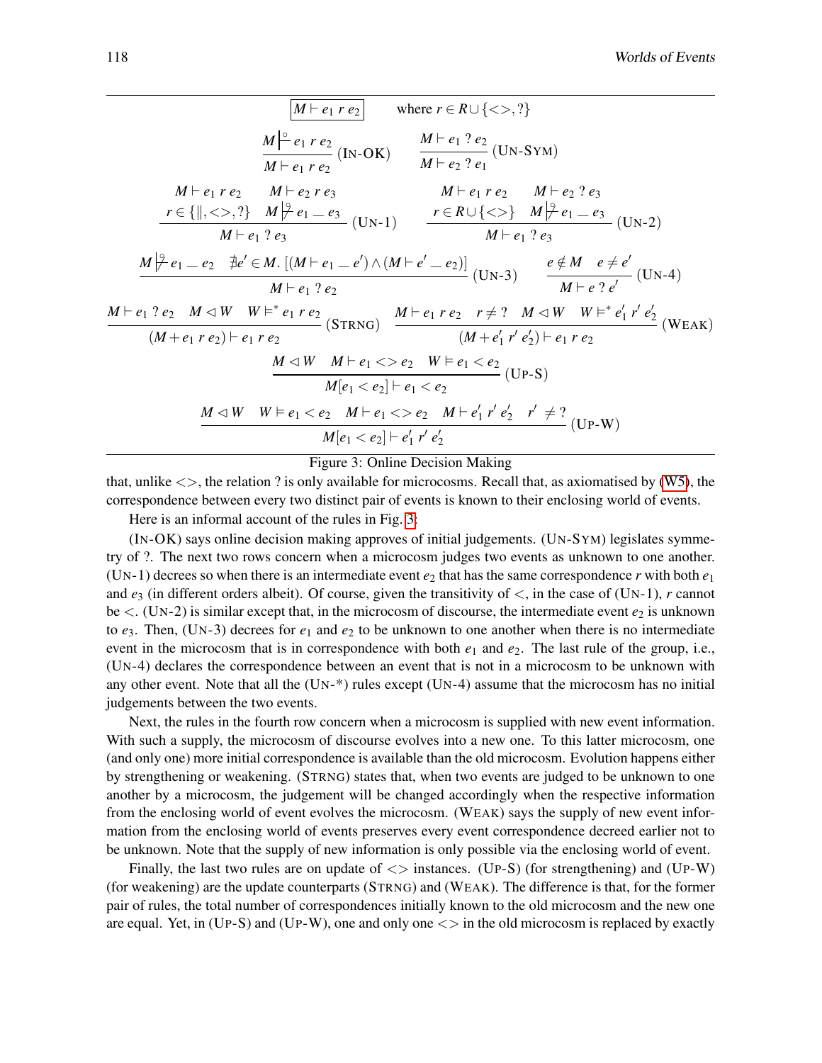$$\boxed{M \vdash e_1\ r\ e_2} \qquad \text{where } r \in R \cup \{<>, ?\}$$

$$\frac{M \models^{\circ} e_1\ r\ e_2}{M \vdash e_1\ r\ e_2}\ (\text{IN-OK}) \qquad \frac{M \vdash e_1\ ?\ e_2}{M \vdash e_2\ ?\ e_1}\ (\text{UN-SYM})$$

$$\frac{M \vdash e_1\ r\ e_2 \quad M \vdash e_2\ r\ e_3 \quad r \in \{\|, <>, ?\} \quad M \not\models^{\circ} e_1 \_ e_3}{M \vdash e_1\ ?\ e_3}\ (\text{UN-1}) \qquad \frac{M \vdash e_1\ r\ e_2 \quad M \vdash e_2\ ?\ e_3 \quad r \in R \cup \{<>\} \quad M \not\models^{\circ} e_1 \_ e_3}{M \vdash e_1\ ?\ e_3}\ (\text{UN-2})$$

$$\frac{M \not\models^{\circ} e_1 \_ e_2 \quad \nexists e' \in M.\ [(M \vdash e_1 \_ e') \wedge (M \vdash e' \_ e_2)]}{M \vdash e_1\ ?\ e_2}\ (\text{UN-3}) \qquad \frac{e \notin M \quad e \neq e'}{M \vdash e\ ?\ e'}\ (\text{UN-4})$$

$$\frac{M \vdash e_1\ ?\ e_2 \quad M \lhd W \quad W \models^{*} e_1\ r\ e_2}{(M + e_1\ r\ e_2) \vdash e_1\ r\ e_2}\ (\text{STRNG}) \qquad \frac{M \vdash e_1\ r\ e_2 \quad r \neq ? \quad M \lhd W \quad W \models^{*} e'_1\ r'\ e'_2}{(M + e'_1\ r'\ e'_2) \vdash e_1\ r\ e_2}\ (\text{WEAK})$$

$$\frac{M \lhd W \quad M \vdash e_1 <> e_2 \quad W \models e_1 < e_2}{M[e_1 < e_2] \vdash e_1 < e_2}\ (\text{UP-S})$$

$$\frac{M \lhd W \quad W \models e_1 < e_2 \quad M \vdash e_1 <> e_2 \quad M \vdash e'_1\ r'\ e'_2 \quad r' \neq ?}{M[e_1 < e_2] \vdash e'_1\ r'\ e'_2}\ (\text{UP-W})$$

Figure 3: Online Decision Making

that, unlike $<>$, the relation ? is only available for microcosms. Recall that, as axiomatised by (W5), the correspondence between every two distinct pair of events is known to their enclosing world of events.

Here is an informal account of the rules in Fig. 3:

(IN-OK) says online decision making approves of initial judgements. (UN-SYM) legislates symmetry of ?. The next two rows concern when a microcosm judges two events as unknown to one another. (UN-1) decrees so when there is an intermediate event $e_2$ that has the same correspondence $r$ with both $e_1$ and $e_3$ (in different orders albeit). Of course, given the transitivity of $<$, in the case of (UN-1), $r$ cannot be $<$. (UN-2) is similar except that, in the microcosm of discourse, the intermediate event $e_2$ is unknown to $e_3$. Then, (UN-3) decrees for $e_1$ and $e_2$ to be unknown to one another when there is no intermediate event in the microcosm that is in correspondence with both $e_1$ and $e_2$. The last rule of the group, i.e., (UN-4) declares the correspondence between an event that is not in a microcosm to be unknown with any other event. Note that all the (UN-*) rules except (UN-4) assume that the microcosm has no initial judgements between the two events.

Next, the rules in the fourth row concern when a microcosm is supplied with new event information. With such a supply, the microcosm of discourse evolves into a new one. To this latter microcosm, one (and only one) more initial correspondence is available than the old microcosm. Evolution happens either by strengthening or weakening. (STRNG) states that, when two events are judged to be unknown to one another by a microcosm, the judgement will be changed accordingly when the respective information from the enclosing world of event evolves the microcosm. (WEAK) says the supply of new event information from the enclosing world of events preserves every event correspondence decreed earlier not to be unknown. Note that the supply of new information is only possible via the enclosing world of event.

Finally, the last two rules are on update of $<>$ instances. (UP-S) (for strengthening) and (UP-W) (for weakening) are the update counterparts (STRNG) and (WEAK). The difference is that, for the former pair of rules, the total number of correspondences initially known to the old microcosm and the new one are equal. Yet, in (UP-S) and (UP-W), one and only one $<>$ in the old microcosm is replaced by exactly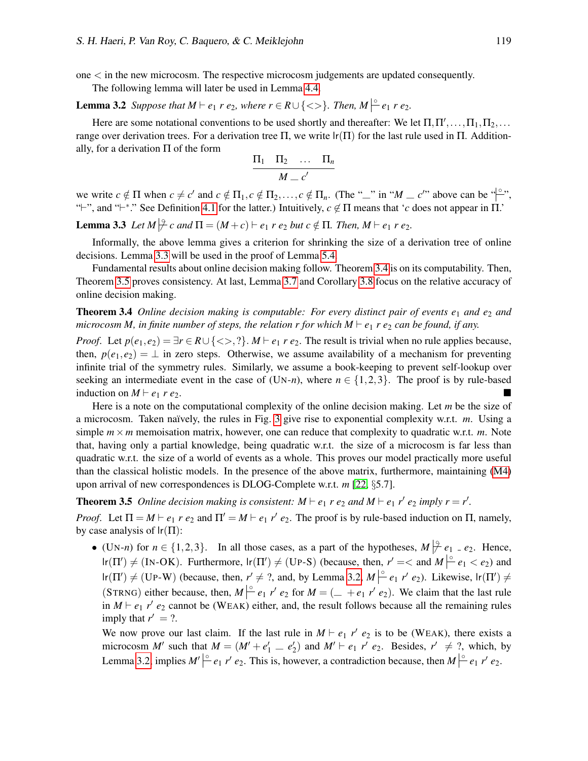one $<$ in the new microcosm. The respective microcosm judgements are updated consequently.

The following lemma will later be used in Lemma 4.4.

**Lemma 3.2** *Suppose that $M \vdash e_1\ r\ e_2$, where $r \in R \cup \{<>\}$. Then, $M \mathrel{|\!\!\overset{\circ}{-}} e_1\ r\ e_2$.*

Here are some notational conventions to be used shortly and thereafter: We let $\Pi, \Pi', \ldots, \Pi_1, \Pi_2, \ldots$ range over derivation trees. For a derivation tree $\Pi$, we write $\mathsf{lr}(\Pi)$ for the last rule used in $\Pi$. Additionally, for a derivation $\Pi$ of the form

$$\frac{\Pi_1 \quad \Pi_2 \quad \ldots \quad \Pi_n}{M \mathbin{\_} c'}$$

we write $c \notin \Pi$ when $c \neq c'$ and $c \notin \Pi_1, c \notin \Pi_2, \ldots, c \notin \Pi_n$. (The "$\_$" in "$M \mathbin{\_} c'$" above can be "$\mathrel{|\!\!\overset{\circ}{-}}$", "$\vdash$", and "$\vdash^*$." See Definition 4.1 for the latter.) Intuitively, $c \notin \Pi$ means that '$c$ does not appear in $\Pi$.'

**Lemma 3.3** *Let $M \mathrel{|\!\!\overset{\circ}{\not-}} c$ and $\Pi = (M + c) \vdash e_1\ r\ e_2$ but $c \notin \Pi$. Then, $M \vdash e_1\ r\ e_2$.*

Informally, the above lemma gives a criterion for shrinking the size of a derivation tree of online decisions. Lemma 3.3 will be used in the proof of Lemma 5.4.

Fundamental results about online decision making follow. Theorem 3.4 is on its computability. Then, Theorem 3.5 proves consistency. At last, Lemma 3.7 and Corollary 3.8 focus on the relative accuracy of online decision making.

**Theorem 3.4** *Online decision making is computable: For every distinct pair of events $e_1$ and $e_2$ and microcosm $M$, in finite number of steps, the relation $r$ for which $M \vdash e_1\ r\ e_2$ can be found, if any.*

*Proof.* Let $p(e_1, e_2) = \exists r \in R \cup \{<>, ?\}.\ M \vdash e_1\ r\ e_2$. The result is trivial when no rule applies because, then, $p(e_1, e_2) = \perp$ in zero steps. Otherwise, we assume availability of a mechanism for preventing infinite trial of the symmetry rules. Similarly, we assume a book-keeping to prevent self-lookup over seeking an intermediate event in the case of (UN-$n$), where $n \in \{1, 2, 3\}$. The proof is by rule-based induction on $M \vdash e_1\ r\ e_2$. ∎

Here is a note on the computational complexity of the online decision making. Let $m$ be the size of a microcosm. Taken naïvely, the rules in Fig. 3 give rise to exponential complexity w.r.t. $m$. Using a simple $m \times m$ memoisation matrix, however, one can reduce that complexity to quadratic w.r.t. $m$. Note that, having only a partial knowledge, being quadratic w.r.t. the size of a microcosm is far less than quadratic w.r.t. the size of a world of events as a whole. This proves our model practically more useful than the classical holistic models. In the presence of the above matrix, furthermore, maintaining (M4) upon arrival of new correspondences is DLOG-Complete w.r.t. $m$ [22, §5.7].

**Theorem 3.5** *Online decision making is consistent: $M \vdash e_1\ r\ e_2$ and $M \vdash e_1\ r'\ e_2$ imply $r = r'$.*

*Proof.* Let $\Pi = M \vdash e_1\ r\ e_2$ and $\Pi' = M \vdash e_1\ r'\ e_2$. The proof is by rule-based induction on $\Pi$, namely, by case analysis of $\mathsf{lr}(\Pi)$:

- (UN-$n$) for $n \in \{1, 2, 3\}$. In all those cases, as a part of the hypotheses, $M \mathrel{|\!\!\overset{\circ}{\not-}} e_1 \mathbin{\_} e_2$. Hence, $\mathsf{lr}(\Pi') \neq$ (IN-OK). Furthermore, $\mathsf{lr}(\Pi') \neq$ (UP-S) (because, then, $r' = <$ and $M \mathrel{|\!\!\overset{\circ}{-}} e_1 < e_2$) and $\mathsf{lr}(\Pi') \neq$ (UP-W) (because, then, $r' \neq ?$, and, by Lemma 3.2, $M \mathrel{|\!\!\overset{\circ}{-}} e_1\ r'\ e_2$). Likewise, $\mathsf{lr}(\Pi') \neq$ (STRNG) either because, then, $M \mathrel{|\!\!\overset{\circ}{-}} e_1\ r'\ e_2$ for $M = (\_ + e_1\ r'\ e_2)$. We claim that the last rule in $M \vdash e_1\ r'\ e_2$ cannot be (WEAK) either, and, the result follows because all the remaining rules imply that $r' = ?$.

  We now prove our last claim. If the last rule in $M \vdash e_1\ r'\ e_2$ is to be (WEAK), there exists a microcosm $M'$ such that $M = (M' + e'_1 \mathbin{\_} e'_2)$ and $M' \vdash e_1\ r'\ e_2$. Besides, $r' \neq ?$, which, by Lemma 3.2, implies $M' \mathrel{|\!\!\overset{\circ}{-}} e_1\ r'\ e_2$. This is, however, a contradiction because, then $M \mathrel{|\!\!\overset{\circ}{-}} e_1\ r'\ e_2$.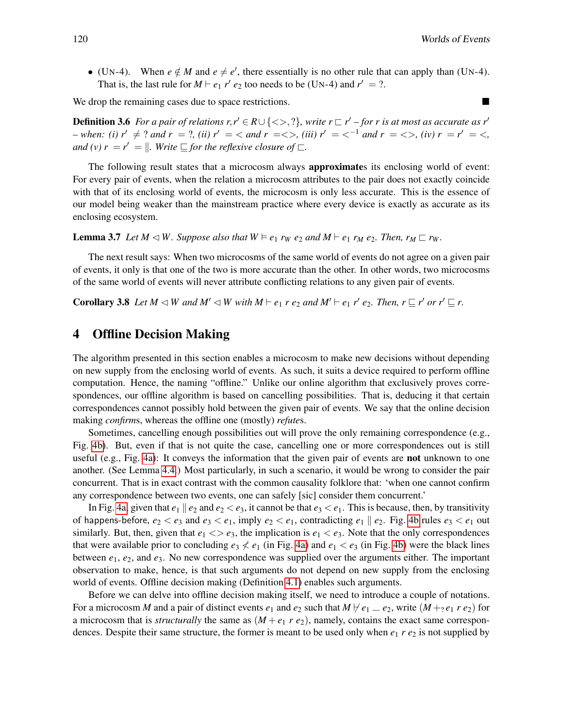- (UN-4). When $e \notin M$ and $e \neq e'$, there essentially is no other rule that can apply than (UN-4). That is, the last rule for $M \vdash e_1\ r'\ e_2$ too needs to be (UN-4) and $r' = ?$.

We drop the remaining cases due to space restrictions. ■

**Definition 3.6** *For a pair of relations $r, r' \in R \cup \{<>, ?\}$, write $r \sqsubset r'$ – for r is at most as accurate as $r'$ – when: (i) $r' \neq ?$ and $r = ?$, (ii) $r' = <$ and $r = <>$, (iii) $r' = <^{-1}$ and $r = <>$, (iv) $r = r' = <$, and (v) $r = r' = \|$. Write $\sqsubseteq$ for the reflexive closure of $\sqsubset$.*

The following result states that a microcosm always **approximate**s its enclosing world of event: For every pair of events, when the relation a microcosm attributes to the pair does not exactly coincide with that of its enclosing world of events, the microcosm is only less accurate. This is the essence of our model being weaker than the mainstream practice where every device is exactly as accurate as its enclosing ecosystem.

**Lemma 3.7** *Let $M \lhd W$. Suppose also that $W \vDash e_1\ r_W\ e_2$ and $M \vdash e_1\ r_M\ e_2$. Then, $r_M \sqsubset r_W$.*

The next result says: When two microcosms of the same world of events do not agree on a given pair of events, it only is that one of the two is more accurate than the other. In other words, two microcosms of the same world of events will never attribute conflicting relations to any given pair of events.

**Corollary 3.8** *Let $M \lhd W$ and $M' \lhd W$ with $M \vdash e_1\ r\ e_2$ and $M' \vdash e_1\ r'\ e_2$. Then, $r \sqsubseteq r'$ or $r' \sqsubseteq r$.*

## 4 Offline Decision Making

The algorithm presented in this section enables a microcosm to make new decisions without depending on new supply from the enclosing world of events. As such, it suits a device required to perform offline computation. Hence, the naming "offline." Unlike our online algorithm that exclusively proves correspondences, our offline algorithm is based on cancelling possibilities. That is, deducing it that certain correspondences cannot possibly hold between the given pair of events. We say that the online decision making *confirm*s, whereas the offline one (mostly) *refute*s.

Sometimes, cancelling enough possibilities out will prove the only remaining correspondence (e.g., Fig. 4b). But, even if that is not quite the case, cancelling one or more correspondences out is still useful (e.g., Fig. 4a): It conveys the information that the given pair of events are **not** unknown to one another. (See Lemma 4.4.) Most particularly, in such a scenario, it would be wrong to consider the pair concurrent. That is in exact contrast with the common causality folklore that: 'when one cannot confirm any correspondence between two events, one can safely [sic] consider them concurrent.'

In Fig. 4a, given that $e_1 \parallel e_2$ and $e_2 < e_3$, it cannot be that $e_3 < e_1$. This is because, then, by transitivity of happens-before, $e_2 < e_3$ and $e_3 < e_1$, imply $e_2 < e_1$, contradicting $e_1 \parallel e_2$. Fig. 4b rules $e_3 < e_1$ out similarly. But, then, given that $e_1 <> e_3$, the implication is $e_1 < e_3$. Note that the only correspondences that were available prior to concluding $e_3 \not< e_1$ (in Fig. 4a) and $e_1 < e_3$ (in Fig. 4b) were the black lines between $e_1$, $e_2$, and $e_3$. No new correspondence was supplied over the arguments either. The important observation to make, hence, is that such arguments do not depend on new supply from the enclosing world of events. Offline decision making (Definition 4.1) enables such arguments.

Before we can delve into offline decision making itself, we need to introduce a couple of notations. For a microcosm $M$ and a pair of distinct events $e_1$ and $e_2$ such that $M \nvdash e_1 \_ e_2$, write $(M +_? e_1\ r\ e_2)$ for a microcosm that is *structurally* the same as $(M + e_1\ r\ e_2)$, namely, contains the exact same correspondences. Despite their same structure, the former is meant to be used only when $e_1\ r\ e_2$ is not supplied by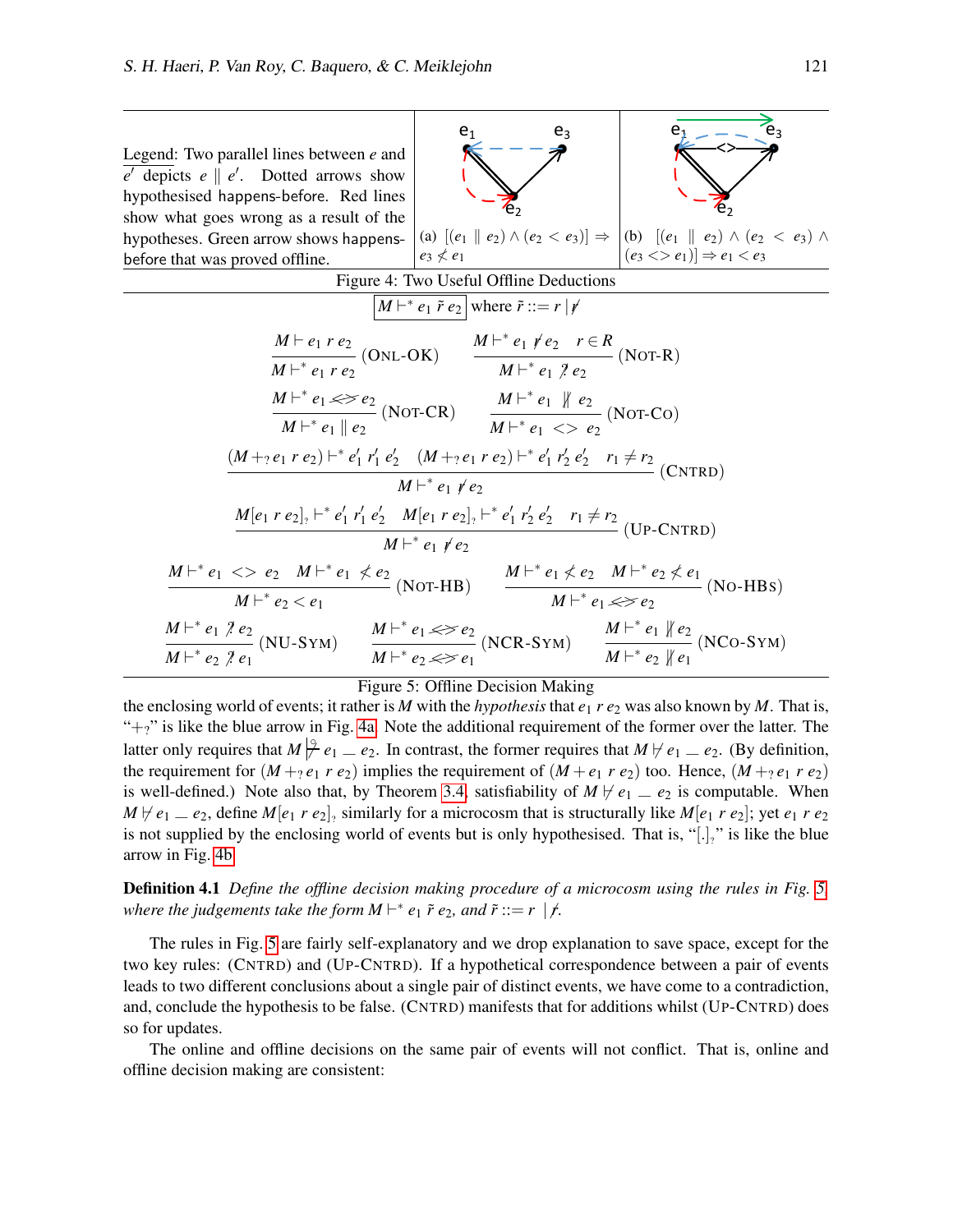Legend: Two parallel lines between $e$ and $e'$ depicts $e \parallel e'$. Dotted arrows show hypothesised happens-before. Red lines show what goes wrong as a result of the hypotheses. Green arrow shows happens-before that was proved offline.

(a) $[(e_1 \parallel e_2) \wedge (e_2 < e_3)] \Rightarrow e_3 \not< e_1$

(b) $[(e_1 \parallel e_2) \wedge (e_2 < e_3) \wedge (e_3 <> e_1)] \Rightarrow e_1 < e_3$

Figure 4: Two Useful Offline Deductions

$$\boxed{M \vdash^* e_1 \; \tilde{r} \; e_2} \text{ where } \tilde{r} ::= r \mid \not r$$

$$\frac{M \vdash e_1 \; r \; e_2}{M \vdash^* e_1 \; r \; e_2} \text{(ONL-OK)} \qquad \frac{M \vdash^* e_1 \not r \; e_2 \quad r \in R}{M \vdash^* e_1 \not? \; e_2} \text{(NOT-R)}$$

$$\frac{M \vdash^* e_1 \not<\!> e_2}{M \vdash^* e_1 \parallel e_2} \text{(NOT-CR)} \qquad \frac{M \vdash^* e_1 \not\parallel e_2}{M \vdash^* e_1 <> e_2} \text{(NOT-CO)}$$

$$\frac{(M +_? e_1 \; r \; e_2) \vdash^* e_1' \; r_1' \; e_2' \quad (M +_? e_1 \; r \; e_2) \vdash^* e_1' \; r_2' \; e_2' \quad r_1 \neq r_2}{M \vdash^* e_1 \not r \; e_2} \text{(CNTRD)}$$

$$\frac{M[e_1 \; r \; e_2]_? \vdash^* e_1' \; r_1' \; e_2' \quad M[e_1 \; r \; e_2]_? \vdash^* e_1' \; r_2' \; e_2' \quad r_1 \neq r_2}{M \vdash^* e_1 \not r \; e_2} \text{(UP-CNTRD)}$$

$$\frac{M \vdash^* e_1 <> e_2 \quad M \vdash^* e_1 \not< e_2}{M \vdash^* e_2 < e_1} \text{(NOT-HB)} \qquad \frac{M \vdash^* e_1 \not< e_2 \quad M \vdash^* e_2 \not< e_1}{M \vdash^* e_1 \not<\!> e_2} \text{(NO-HBS)}$$

$$\frac{M \vdash^* e_1 \not? e_2}{M \vdash^* e_2 \not? e_1} \text{(NU-SYM)} \qquad \frac{M \vdash^* e_1 \not<\!> e_2}{M \vdash^* e_2 \not<\!> e_1} \text{(NCR-SYM)} \qquad \frac{M \vdash^* e_1 \not\parallel e_2}{M \vdash^* e_2 \not\parallel e_1} \text{(NCO-SYM)}$$

Figure 5: Offline Decision Making

the enclosing world of events; it rather is $M$ with the *hypothesis* that $e_1 \; r \; e_2$ was also known by $M$. That is, "$+_?$" is like the blue arrow in Fig. 4a. Note the additional requirement of the former over the latter. The latter only requires that $M \not\vdash^{?} e_1 \_ e_2$. In contrast, the former requires that $M \not\vdash e_1 \_ e_2$. (By definition, the requirement for $(M +_? e_1 \; r \; e_2)$ implies the requirement of $(M + e_1 \; r \; e_2)$ too. Hence, $(M +_? e_1 \; r \; e_2)$ is well-defined.) Note also that, by Theorem 3.4, satisfiability of $M \not\vdash e_1 \_ e_2$ is computable. When $M \not\vdash e_1 \_ e_2$, define $M[e_1 \; r \; e_2]_?$ similarly for a microcosm that is structurally like $M[e_1 \; r \; e_2]$; yet $e_1 \; r \; e_2$ is not supplied by the enclosing world of events but is only hypothesised. That is, "$[.]_?$" is like the blue arrow in Fig. 4b.

**Definition 4.1** *Define the offline decision making procedure of a microcosm using the rules in Fig. 5, where the judgements take the form $M \vdash^* e_1 \; \tilde{r} \; e_2$, and $\tilde{r} ::= r \mid \not r$.*

The rules in Fig. 5 are fairly self-explanatory and we drop explanation to save space, except for the two key rules: (CNTRD) and (UP-CNTRD). If a hypothetical correspondence between a pair of events leads to two different conclusions about a single pair of distinct events, we have come to a contradiction, and, conclude the hypothesis to be false. (CNTRD) manifests that for additions whilst (UP-CNTRD) does so for updates.

The online and offline decisions on the same pair of events will not conflict. That is, online and offline decision making are consistent: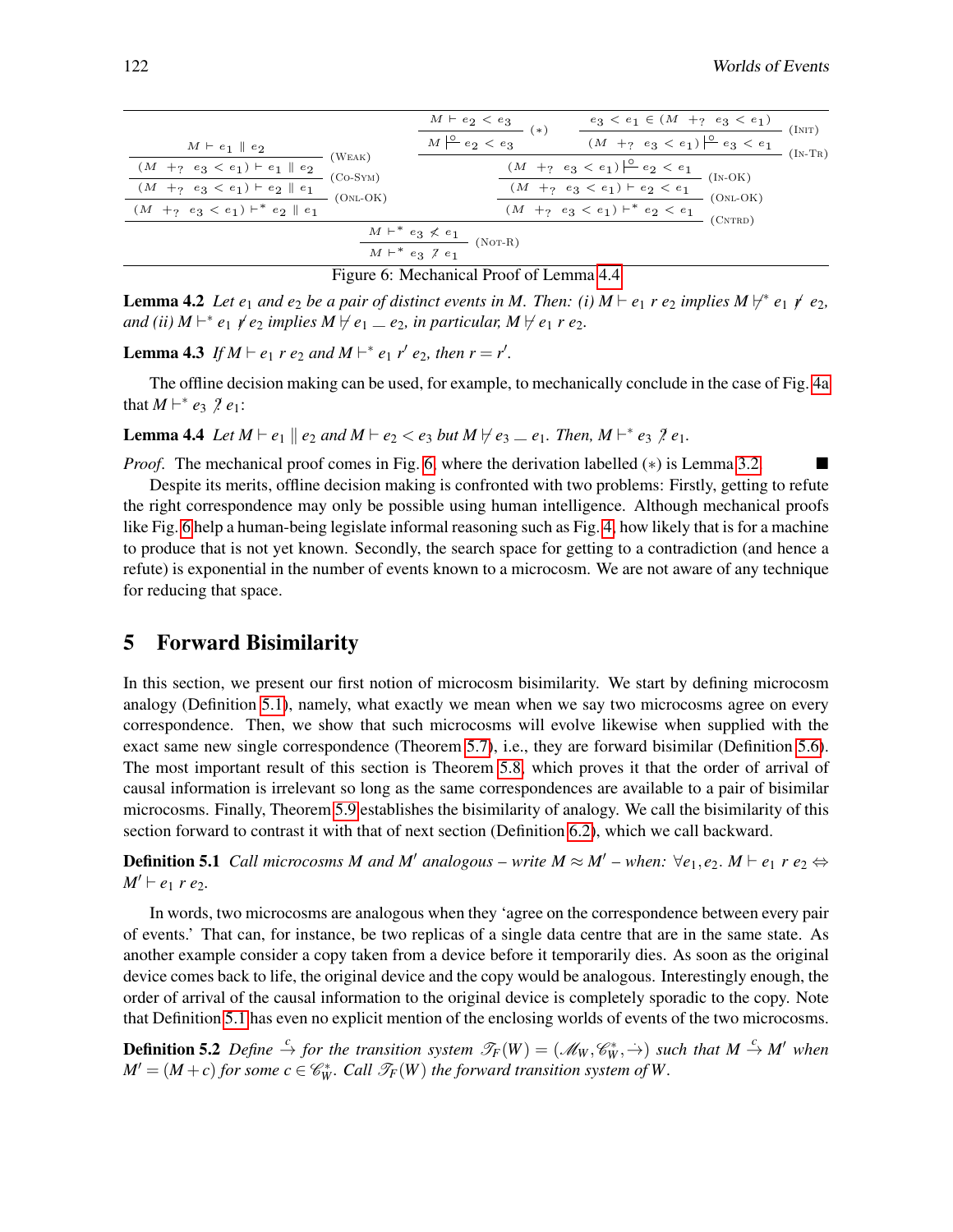$$
\dfrac{\dfrac{\dfrac{M \vdash e_1 \parallel e_2}{(M +_? e_3 < e_1) \vdash e_1 \parallel e_2}\;(\text{WEAK})}{(M +_? e_3 < e_1) \vdash e_2 \parallel e_1}\;(\text{CO-SYM})}{(M +_? e_3 < e_1) \vdash^* e_2 \parallel e_1}\;(\text{ONL-OK})
\qquad
\dfrac{\dfrac{\dfrac{\dfrac{M \vdash e_2 < e_3}{M \overset{\circ}{\vdash} e_2 < e_3}\;(*) \quad \dfrac{e_3 < e_1 \in (M +_? e_3 < e_1)}{(M +_? e_3 < e_1) \overset{\circ}{\vdash} e_3 < e_1}\;(\text{INIT})}{(M +_? e_3 < e_1) \overset{\circ}{\vdash} e_2 < e_1}\;(\text{IN-TR})}{(M +_? e_3 < e_1) \vdash e_2 < e_1}\;(\text{IN-OK})}{(M +_? e_3 < e_1) \vdash^* e_2 < e_1}\;(\text{ONL-OK})
$$

$$
\dfrac{M \vdash^* e_3 \not< e_1}{M \vdash^* e_3 \not\gtrless e_1}\;(\text{NOT-R}) \qquad (\text{CNTRD})
$$

Figure 6: Mechanical Proof of Lemma 4.4

**Lemma 4.2** *Let $e_1$ and $e_2$ be a pair of distinct events in $M$. Then: (i) $M \vdash e_1\ r\ e_2$ implies $M \not\vdash^* e_1 \not r\ e_2$, and (ii) $M \vdash^* e_1 \not r\ e_2$ implies $M \not\vdash e_1 \_ e_2$, in particular, $M \not\vdash e_1\ r\ e_2$.*

**Lemma 4.3** *If $M \vdash e_1\ r\ e_2$ and $M \vdash^* e_1\ r'\ e_2$, then $r = r'$.*

The offline decision making can be used, for example, to mechanically conclude in the case of Fig. 4a that $M \vdash^* e_3 \not\gtrless e_1$:

**Lemma 4.4** *Let $M \vdash e_1 \parallel e_2$ and $M \vdash e_2 < e_3$ but $M \not\vdash e_3 \_ e_1$. Then, $M \vdash^* e_3 \not\gtrless e_1$.*

*Proof.* The mechanical proof comes in Fig. 6, where the derivation labelled $(*)$ is Lemma 3.2. ■

Despite its merits, offline decision making is confronted with two problems: Firstly, getting to refute the right correspondence may only be possible using human intelligence. Although mechanical proofs like Fig. 6 help a human-being legislate informal reasoning such as Fig. 4, how likely that is for a machine to produce that is not yet known. Secondly, the search space for getting to a contradiction (and hence a refute) is exponential in the number of events known to a microcosm. We are not aware of any technique for reducing that space.

## 5 Forward Bisimilarity

In this section, we present our first notion of microcosm bisimilarity. We start by defining microcosm analogy (Definition 5.1), namely, what exactly we mean when we say two microcosms agree on every correspondence. Then, we show that such microcosms will evolve likewise when supplied with the exact same new single correspondence (Theorem 5.7), i.e., they are forward bisimilar (Definition 5.6). The most important result of this section is Theorem 5.8, which proves it that the order of arrival of causal information is irrelevant so as long as the same correspondences are available to a pair of bisimilar microcosms. Finally, Theorem 5.9 establishes the bisimilarity of analogy. We call the bisimilarity of this section forward to contrast it with that of next section (Definition 6.2), which we call backward.

**Definition 5.1** *Call microcosms $M$ and $M'$ analogous – write $M \approx M'$ – when: $\forall e_1, e_2.\ M \vdash e_1\ r\ e_2 \Leftrightarrow M' \vdash e_1\ r\ e_2$.*

In words, two microcosms are analogous when they 'agree on the correspondence between every pair of events.' That can, for instance, be two replicas of a single data centre that are in the same state. As another example consider a copy taken from a device before it temporarily dies. As soon as the original device comes back to life, the original device and the copy would be analogous. Interestingly enough, the order of arrival of the causal information to the original device is completely sporadic to the copy. Note that Definition 5.1 has even no explicit mention of the enclosing worlds of events of the two microcosms.

**Definition 5.2** *Define $\overset{c}{\rightarrow}$ for the transition system $\mathscr{T}_F(W) = (\mathscr{M}_W, \mathscr{C}^*_W, \dot{\rightarrow})$ such that $M \overset{c}{\rightarrow} M'$ when $M' = (M + c)$ for some $c \in \mathscr{C}^*_W$. Call $\mathscr{T}_F(W)$ the forward transition system of $W$.*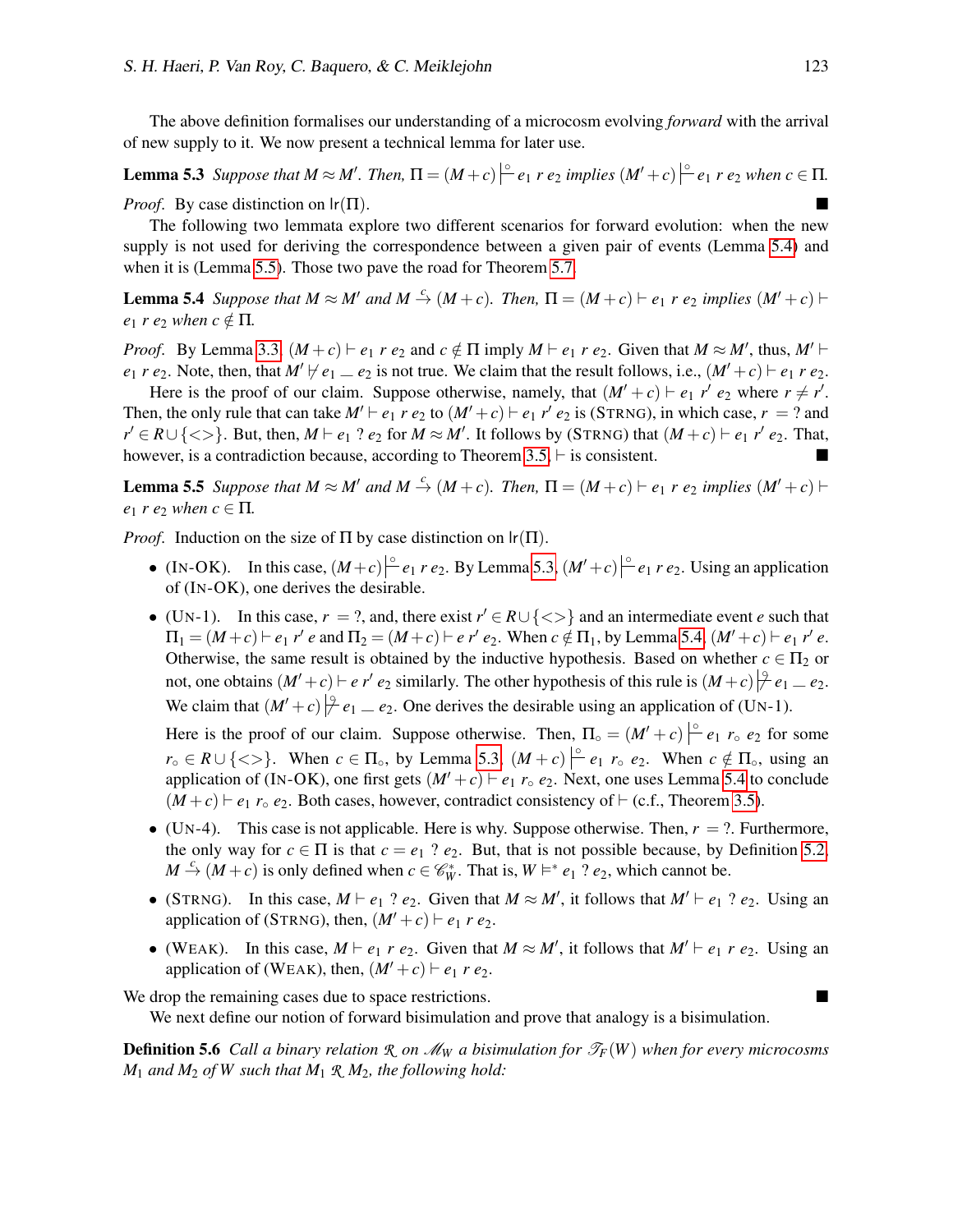The above definition formalises our understanding of a microcosm evolving *forward* with the arrival of new supply to it. We now present a technical lemma for later use.

**Lemma 5.3** *Suppose that $M \approx M'$. Then, $\Pi = (M+c) \,|\!\overset{\circ}{-}\, e_1\ r\ e_2$ implies $(M'+c) \,|\!\overset{\circ}{-}\, e_1\ r\ e_2$ when $c \in \Pi$.*

*Proof.* By case distinction on $\mathsf{lr}(\Pi)$. ∎

The following two lemmata explore two different scenarios for forward evolution: when the new supply is not used for deriving the correspondence between a given pair of events (Lemma 5.4) and when it is (Lemma 5.5). Those two pave the road for Theorem 5.7.

**Lemma 5.4** *Suppose that $M \approx M'$ and $M \xrightarrow{c} (M+c)$. Then, $\Pi = (M+c) \vdash e_1\ r\ e_2$ implies $(M'+c) \vdash e_1\ r\ e_2$ when $c \notin \Pi$.*

*Proof.* By Lemma 3.3, $(M+c) \vdash e_1\ r\ e_2$ and $c \notin \Pi$ imply $M \vdash e_1\ r\ e_2$. Given that $M \approx M'$, thus, $M' \vdash e_1\ r\ e_2$. Note, then, that $M' \nvdash e_1 \_ e_2$ is not true. We claim that the result follows, i.e., $(M'+c) \vdash e_1\ r\ e_2$.

Here is the proof of our claim. Suppose otherwise, namely, that $(M'+c) \vdash e_1\ r'\ e_2$ where $r \neq r'$. Then, the only rule that can take $M' \vdash e_1\ r\ e_2$ to $(M'+c) \vdash e_1\ r'\ e_2$ is (STRNG), in which case, $r\ = ?$ and $r' \in R \cup \{<>\}$. But, then, $M \vdash e_1\ ?\ e_2$ for $M \approx M'$. It follows by (STRNG) that $(M+c) \vdash e_1\ r'\ e_2$. That, however, is a contradiction because, according to Theorem 3.5, $\vdash$ is consistent. ∎

**Lemma 5.5** *Suppose that $M \approx M'$ and $M \xrightarrow{c} (M+c)$. Then, $\Pi = (M+c) \vdash e_1\ r\ e_2$ implies $(M'+c) \vdash e_1\ r\ e_2$ when $c \in \Pi$.*

*Proof.* Induction on the size of $\Pi$ by case distinction on $\mathsf{lr}(\Pi)$.

- (IN-OK). In this case, $(M+c) \,|\!\overset{\circ}{-}\, e_1\ r\ e_2$. By Lemma 5.3, $(M'+c) \,|\!\overset{\circ}{-}\, e_1\ r\ e_2$. Using an application of (IN-OK), one derives the desirable.
- (UN-1). In this case, $r\ = ?$, and, there exist $r' \in R \cup \{<>\}$ and an intermediate event $e$ such that $\Pi_1 = (M+c) \vdash e_1\ r'\ e$ and $\Pi_2 = (M+c) \vdash e\ r'\ e_2$. When $c \notin \Pi_1$, by Lemma 5.4, $(M'+c) \vdash e_1\ r'\ e$. Otherwise, the same result is obtained by the inductive hypothesis. Based on whether $c \in \Pi_2$ or not, one obtains $(M'+c) \vdash e\ r'\ e_2$ similarly. The other hypothesis of this rule is $(M+c) \,|\!\overset{\circ}{\not-}\, e_1 \_ e_2$. We claim that $(M'+c) \,|\!\overset{\circ}{\not-}\, e_1 \_ e_2$. One derives the desirable using an application of (UN-1).

  Here is the proof of our claim. Suppose otherwise. Then, $\Pi_\circ = (M'+c) \,|\!\overset{\circ}{-}\, e_1\ r_\circ\ e_2$ for some $r_\circ \in R \cup \{<>\}$. When $c \in \Pi_\circ$, by Lemma 5.3, $(M+c) \,|\!\overset{\circ}{-}\, e_1\ r_\circ\ e_2$. When $c \notin \Pi_\circ$, using an application of (IN-OK), one first gets $(M'+c) \vdash e_1\ r_\circ\ e_2$. Next, one uses Lemma 5.4 to conclude $(M+c) \vdash e_1\ r_\circ\ e_2$. Both cases, however, contradict consistency of $\vdash$ (c.f., Theorem 3.5).
- (UN-4). This case is not applicable. Here is why. Suppose otherwise. Then, $r\ = ?$. Furthermore, the only way for $c \in \Pi$ is that $c = e_1\ ?\ e_2$. But, that is not possible because, by Definition 5.2, $M \xrightarrow{c} (M+c)$ is only defined when $c \in \mathscr{C}^*_W$. That is, $W \vDash^* e_1\ ?\ e_2$, which cannot be.
- (STRNG). In this case, $M \vdash e_1\ ?\ e_2$. Given that $M \approx M'$, it follows that $M' \vdash e_1\ ?\ e_2$. Using an application of (STRNG), then, $(M'+c) \vdash e_1\ r\ e_2$.
- (WEAK). In this case, $M \vdash e_1\ r\ e_2$. Given that $M \approx M'$, it follows that $M' \vdash e_1\ r\ e_2$. Using an application of (WEAK), then, $(M'+c) \vdash e_1\ r\ e_2$.

We drop the remaining cases due to space restrictions. ∎

We next define our notion of forward bisimulation and prove that analogy is a bisimulation.

**Definition 5.6** *Call a binary relation $\mathcal{R}$ on $\mathscr{M}_W$ a bisimulation for $\mathscr{T}_F(W)$ when for every microcosms $M_1$ and $M_2$ of $W$ such that $M_1\ \mathcal{R}\ M_2$, the following hold:*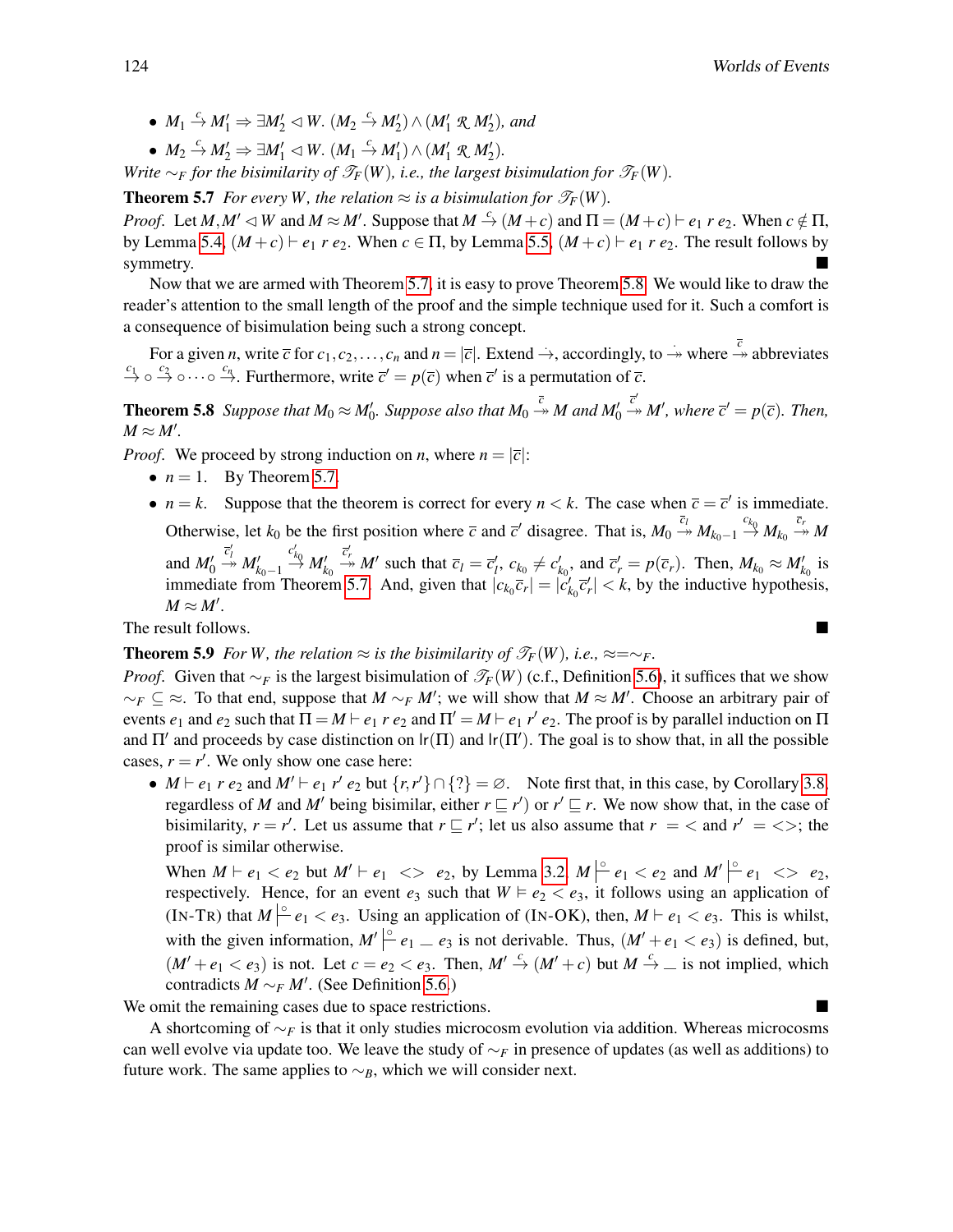- $M_1 \xrightarrow{c} M_1' \Rightarrow \exists M_2' \lhd W.\ (M_2 \xrightarrow{c} M_2') \wedge (M_1' \mathrel{\mathcal{R}} M_2')$, *and*
- $M_2 \xrightarrow{c} M_2' \Rightarrow \exists M_1' \lhd W.\ (M_1 \xrightarrow{c} M_1') \wedge (M_1' \mathrel{\mathcal{R}} M_2')$.

*Write* $\sim_F$ *for the bisimilarity of* $\mathcal{T}_F(W)$*, i.e., the largest bisimulation for* $\mathcal{T}_F(W)$*.*

**Theorem 5.7** *For every* $W$*, the relation* $\approx$ *is a bisimulation for* $\mathcal{T}_F(W)$*.*

*Proof.* Let $M, M' \lhd W$ and $M \approx M'$. Suppose that $M \xrightarrow{c} (M + c)$ and $\Pi = (M + c) \vdash e_1\ r\ e_2$. When $c \notin \Pi$, by Lemma 5.4, $(M + c) \vdash e_1\ r\ e_2$. When $c \in \Pi$, by Lemma 5.5, $(M + c) \vdash e_1\ r\ e_2$. The result follows by symmetry. ∎

Now that we are armed with Theorem 5.7, it is easy to prove Theorem 5.8. We would like to draw the reader's attention to the small length of the proof and the simple technique used for it. Such a comfort is a consequence of bisimulation being such a strong concept.

For a given $n$, write $\bar{c}$ for $c_1, c_2, \ldots, c_n$ and $n = |\bar{c}|$. Extend $\xrightarrow{\cdot}$, accordingly, to $\overset{\cdot}{\twoheadrightarrow}$ where $\overset{\bar{c}}{\twoheadrightarrow}$ abbreviates $\xrightarrow{c_1} \circ \xrightarrow{c_2} \circ \cdots \circ \xrightarrow{c_n}$. Furthermore, write $\bar{c}' = p(\bar{c})$ when $\bar{c}'$ is a permutation of $\bar{c}$.

**Theorem 5.8** *Suppose that* $M_0 \approx M_0'$*. Suppose also that* $M_0 \overset{\bar{c}}{\twoheadrightarrow} M$ *and* $M_0' \overset{\bar{c}'}{\twoheadrightarrow} M'$*, where* $\bar{c}' = p(\bar{c})$*. Then,* $M \approx M'$*.*

*Proof.* We proceed by strong induction on $n$, where $n = |\bar{c}|$:

- $n = 1$. By Theorem 5.7.
- $n = k$. Suppose that the theorem is correct for every $n < k$. The case when $\bar{c} = \bar{c}'$ is immediate. Otherwise, let $k_0$ be the first position where $\bar{c}$ and $\bar{c}'$ disagree. That is, $M_0 \overset{\bar{c}_l}{\twoheadrightarrow} M_{k_0 - 1} \xrightarrow{c_{k_0}} M_{k_0} \overset{\bar{c}_r}{\twoheadrightarrow} M$ and $M_0' \overset{\bar{c}_l'}{\twoheadrightarrow} M_{k_0-1}' \xrightarrow{c_{k_0}'} M_{k_0}' \overset{\bar{c}_r'}{\twoheadrightarrow} M'$ such that $\bar{c}_l = \bar{c}_l'$, $c_{k_0} \neq c_{k_0}'$, and $\bar{c}_r' = p(\bar{c}_r)$. Then, $M_{k_0} \approx M_{k_0}'$ is immediate from Theorem 5.7. And, given that $|c_{k_0} \bar{c}_r| = |c_{k_0}' \bar{c}_r'| < k$, by the inductive hypothesis, $M \approx M'$.

The result follows. ∎

**Theorem 5.9** *For* $W$*, the relation* $\approx$ *is the bisimilarity of* $\mathcal{T}_F(W)$*, i.e.,* $\approx = \sim_F$*.*

*Proof.* Given that $\sim_F$ is the largest bisimulation of $\mathcal{T}_F(W)$ (c.f., Definition 5.6), it suffices that we show $\sim_F \subseteq \approx$. To that end, suppose that $M \sim_F M'$; we will show that $M \approx M'$. Choose an arbitrary pair of events $e_1$ and $e_2$ such that $\Pi = M \vdash e_1\ r\ e_2$ and $\Pi' = M \vdash e_1\ r'\ e_2$. The proof is by parallel induction on $\Pi$ and $\Pi'$ and proceeds by case distinction on $\mathsf{lr}(\Pi)$ and $\mathsf{lr}(\Pi')$. The goal is to show that, in all the possible cases, $r = r'$. We only show one case here:

- $M \vdash e_1\ r\ e_2$ and $M' \vdash e_1\ r'\ e_2$ but $\{r, r'\} \cap \{?\} = \varnothing$. Note first that, in this case, by Corollary 3.8, regardless of $M$ and $M'$ being bisimilar, either $r \sqsubseteq r'$) or $r' \sqsubseteq r$. We now show that, in the case of bisimilarity, $r = r'$. Let us assume that $r \sqsubseteq r'$; let us also assume that $r\ = <$ and $r'\ = <>$; the proof is similar otherwise.

  When $M \vdash e_1 < e_2$ but $M' \vdash e_1\ <>\ e_2$, by Lemma 3.2, $M \overset{\circ}{\models} e_1 < e_2$ and $M' \overset{\circ}{\models} e_1\ <>\ e_2$, respectively. Hence, for an event $e_3$ such that $W \models e_2 < e_3$, it follows using an application of (IN-TR) that $M \overset{\circ}{\models} e_1 < e_3$. Using an application of (IN-OK), then, $M \vdash e_1 < e_3$. This is whilst, with the given information, $M' \overset{\circ}{\models} e_1\ \_\ e_3$ is not derivable. Thus, $(M' + e_1 < e_3)$ is defined, but, $(M' + e_1 < e_3)$ is not. Let $c = e_2 < e_3$. Then, $M' \xrightarrow{c} (M' + c)$ but $M \xrightarrow{c} \_$ is not implied, which contradicts $M \sim_F M'$. (See Definition 5.6.)

We omit the remaining cases due to space restrictions. ∎

A shortcoming of $\sim_F$ is that it only studies microcosm evolution via addition. Whereas microcosms can well evolve via update too. We leave the study of $\sim_F$ in presence of updates (as well as additions) to future work. The same applies to $\sim_B$, which we will consider next.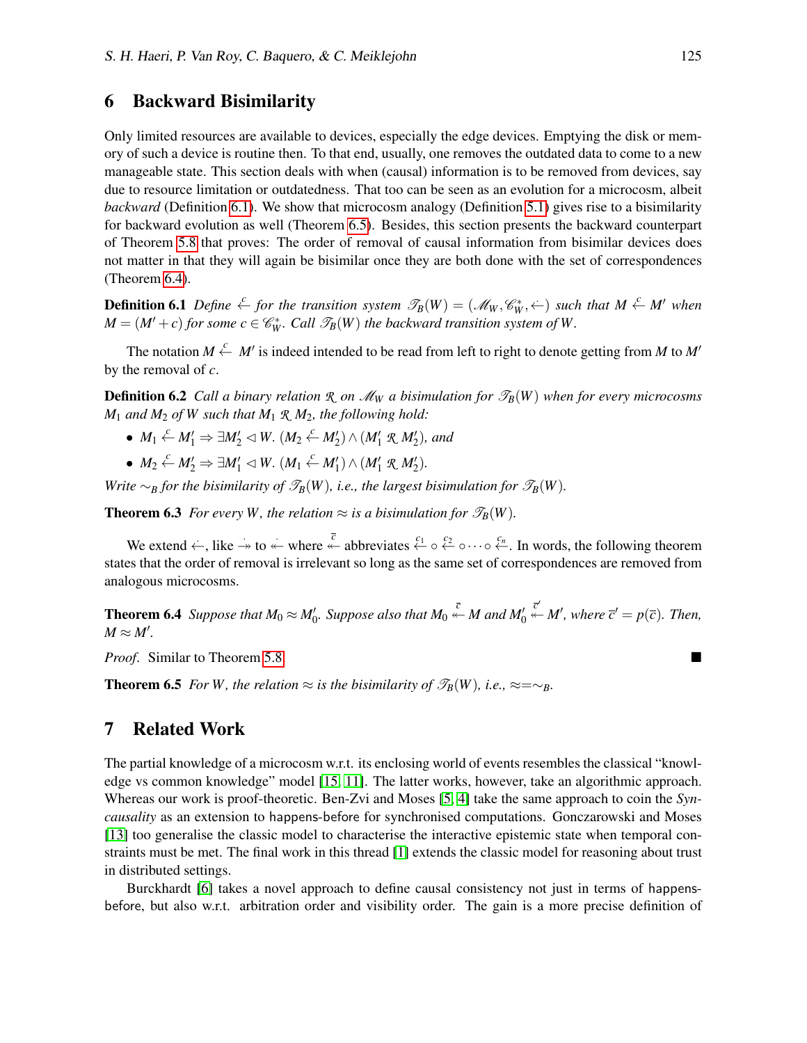## 6 Backward Bisimilarity

Only limited resources are available to devices, especially the edge devices. Emptying the disk or memory of such a device is routine then. To that end, usually, one removes the outdated data to come to a new manageable state. This section deals with when (causal) information is to be removed from devices, say due to resource limitation or outdatedness. That too can be seen as an evolution for a microcosm, albeit *backward* (Definition 6.1). We show that microcosm analogy (Definition 5.1) gives rise to a bisimilarity for backward evolution as well (Theorem 6.5). Besides, this section presents the backward counterpart of Theorem 5.8 that proves: The order of removal of causal information from bisimilar devices does not matter in that they will again be bisimilar once they are both done with the set of correspondences (Theorem 6.4).

**Definition 6.1** *Define* $\stackrel{c}{\leftarrow}$ *for the transition system* $\mathscr{T}_B(W) = (\mathscr{M}_W, \mathscr{C}^*_W, \dot{\leftarrow})$ *such that* $M \stackrel{c}{\leftarrow} M'$ *when* $M = (M' + c)$ *for some* $c \in \mathscr{C}^*_W$*. Call* $\mathscr{T}_B(W)$ *the backward transition system of* $W$*.*

The notation $M \stackrel{c}{\leftarrow} M'$ is indeed intended to be read from left to right to denote getting from $M$ to $M'$ by the removal of $c$.

**Definition 6.2** *Call a binary relation* $\mathcal{R}$ *on* $\mathscr{M}_W$ *a bisimulation for* $\mathscr{T}_B(W)$ *when for every microcosms* $M_1$ *and* $M_2$ *of* $W$ *such that* $M_1 \mathcal{R} M_2$*, the following hold:*

- $M_1 \stackrel{c}{\leftarrow} M'_1 \Rightarrow \exists M'_2 \lhd W.\ (M_2 \stackrel{c}{\leftarrow} M'_2) \wedge (M'_1 \mathcal{R} M'_2)$*, and*
- $M_2 \stackrel{c}{\leftarrow} M'_2 \Rightarrow \exists M'_1 \lhd W.\ (M_1 \stackrel{c}{\leftarrow} M'_1) \wedge (M'_1 \mathcal{R} M'_2)$*.*

*Write* $\sim_B$ *for the bisimilarity of* $\mathscr{T}_B(W)$*, i.e., the largest bisimulation for* $\mathscr{T}_B(W)$*.*

**Theorem 6.3** *For every* $W$*, the relation* $\approx$ *is a bisimulation for* $\mathscr{T}_B(W)$*.*

We extend $\dot{\leftarrow}$, like $\dot{\twoheadrightarrow}$ to $\dot{\twoheadleftarrow}$ where $\stackrel{\overline{c}}{\twoheadleftarrow}$ abbreviates $\stackrel{c_1}{\leftarrow} \circ \stackrel{c_2}{\leftarrow} \circ \cdots \circ \stackrel{c_n}{\leftarrow}$. In words, the following theorem states that the order of removal is irrelevant so long as the same set of correspondences are removed from analogous microcosms.

**Theorem 6.4** *Suppose that* $M_0 \approx M'_0$*. Suppose also that* $M_0 \stackrel{\overline{c}}{\twoheadleftarrow} M$ *and* $M'_0 \stackrel{\overline{c}'}{\twoheadleftarrow} M'$*, where* $\overline{c}' = p(\overline{c})$*. Then,* $M \approx M'$*.*

*Proof.* Similar to Theorem 5.8. ∎

**Theorem 6.5** *For* $W$*, the relation* $\approx$ *is the bisimilarity of* $\mathscr{T}_B(W)$*, i.e.,* $\approx = \sim_B$*.*

## 7 Related Work

The partial knowledge of a microcosm w.r.t. its enclosing world of events resembles the classical "knowledge vs common knowledge" model [15, 11]. The latter works, however, take an algorithmic approach. Whereas our work is proof-theoretic. Ben-Zvi and Moses [5, 4] take the same approach to coin the *Syncausality* as an extension to happens-before for synchronised computations. Gonczarowski and Moses [13] too generalise the classic model to characterise the interactive epistemic state when temporal constraints must be met. The final work in this thread [1] extends the classic model for reasoning about trust in distributed settings.

Burckhardt [6] takes a novel approach to define causal consistency not just in terms of happens-before, but also w.r.t. arbitration order and visibility order. The gain is a more precise definition of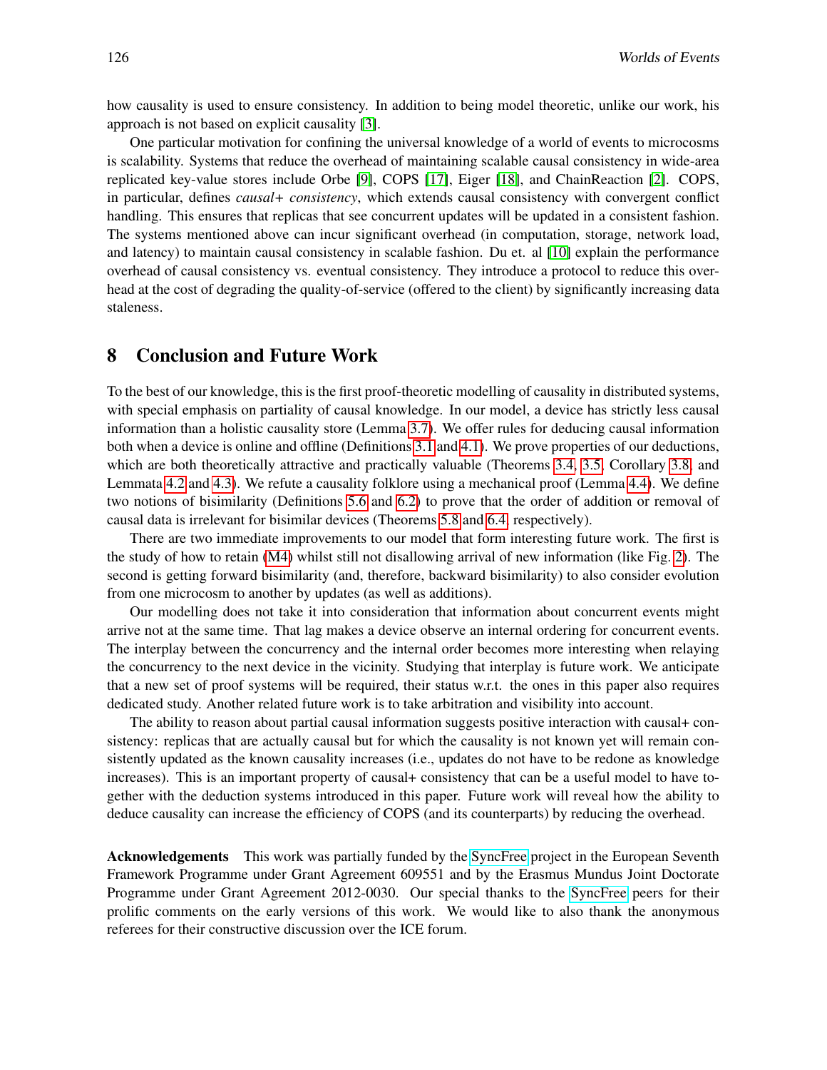how causality is used to ensure consistency. In addition to being model theoretic, unlike our work, his approach is not based on explicit causality [3].

One particular motivation for confining the universal knowledge of a world of events to microcosms is scalability. Systems that reduce the overhead of maintaining scalable causal consistency in wide-area replicated key-value stores include Orbe [9], COPS [17], Eiger [18], and ChainReaction [2]. COPS, in particular, defines *causal+ consistency*, which extends causal consistency with convergent conflict handling. This ensures that replicas that see concurrent updates will be updated in a consistent fashion. The systems mentioned above can incur significant overhead (in computation, storage, network load, and latency) to maintain causal consistency in scalable fashion. Du et. al [10] explain the performance overhead of causal consistency vs. eventual consistency. They introduce a protocol to reduce this overhead at the cost of degrading the quality-of-service (offered to the client) by significantly increasing data staleness.

## 8 Conclusion and Future Work

To the best of our knowledge, this is the first proof-theoretic modelling of causality in distributed systems, with special emphasis on partiality of causal knowledge. In our model, a device has strictly less causal information than a holistic causality store (Lemma 3.7). We offer rules for deducing causal information both when a device is online and offline (Definitions 3.1 and 4.1). We prove properties of our deductions, which are both theoretically attractive and practically valuable (Theorems 3.4, 3.5, Corollary 3.8, and Lemmata 4.2 and 4.3). We refute a causality folklore using a mechanical proof (Lemma 4.4). We define two notions of bisimilarity (Definitions 5.6 and 6.2) to prove that the order of addition or removal of causal data is irrelevant for bisimilar devices (Theorems 5.8 and 6.4, respectively).

There are two immediate improvements to our model that form interesting future work. The first is the study of how to retain (M4) whilst still not disallowing arrival of new information (like Fig. 2). The second is getting forward bisimilarity (and, therefore, backward bisimilarity) to also consider evolution from one microcosm to another by updates (as well as additions).

Our modelling does not take it into consideration that information about concurrent events might arrive not at the same time. That lag makes a device observe an internal ordering for concurrent events. The interplay between the concurrency and the internal order becomes more interesting when relaying the concurrency to the next device in the vicinity. Studying that interplay is future work. We anticipate that a new set of proof systems will be required, their status w.r.t. the ones in this paper also requires dedicated study. Another related future work is to take arbitration and visibility into account.

The ability to reason about partial causal information suggests positive interaction with causal+ consistency: replicas that are actually causal but for which the causality is not known yet will remain consistently updated as the known causality increases (i.e., updates do not have to be redone as knowledge increases). This is an important property of causal+ consistency that can be a useful model to have together with the deduction systems introduced in this paper. Future work will reveal how the ability to deduce causality can increase the efficiency of COPS (and its counterparts) by reducing the overhead.

**Acknowledgements** This work was partially funded by the SyncFree project in the European Seventh Framework Programme under Grant Agreement 609551 and by the Erasmus Mundus Joint Doctorate Programme under Grant Agreement 2012-0030. Our special thanks to the SyncFree peers for their prolific comments on the early versions of this work. We would like to also thank the anonymous referees for their constructive discussion over the ICE forum.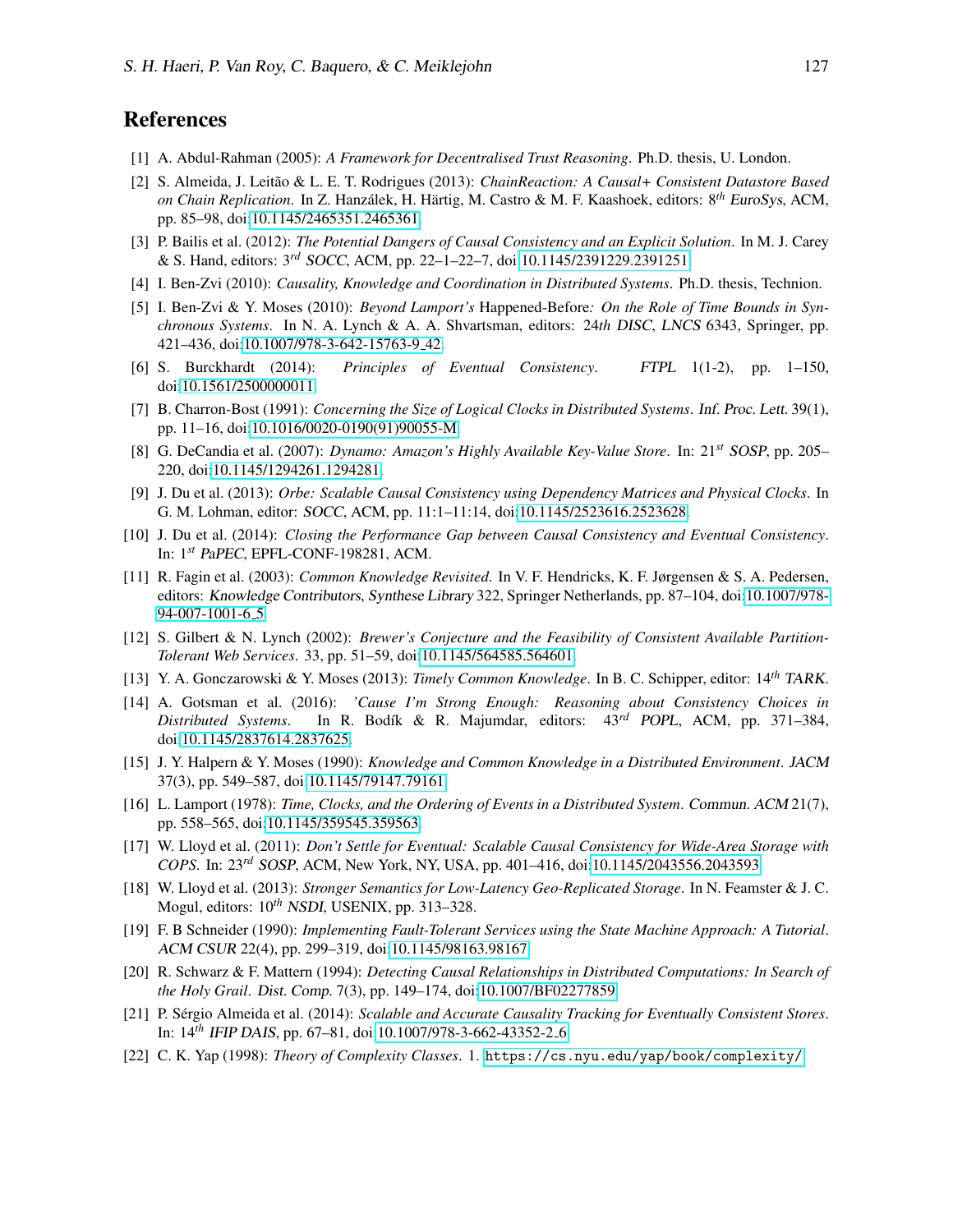## References

[1] A. Abdul-Rahman (2005): *A Framework for Decentralised Trust Reasoning*. Ph.D. thesis, U. London.

[2] S. Almeida, J. Leitão & L. E. T. Rodrigues (2013): *ChainReaction: A Causal+ Consistent Datastore Based on Chain Replication*. In Z. Hanzálek, H. Härtig, M. Castro & M. F. Kaashoek, editors: 8*th* *EuroSys*, ACM, pp. 85–98, doi:10.1145/2465351.2465361.

[3] P. Bailis et al. (2012): *The Potential Dangers of Causal Consistency and an Explicit Solution*. In M. J. Carey & S. Hand, editors: 3*rd* *SOCC*, ACM, pp. 22–1–22–7, doi:10.1145/2391229.2391251.

[4] I. Ben-Zvi (2010): *Causality, Knowledge and Coordination in Distributed Systems*. Ph.D. thesis, Technion.

[5] I. Ben-Zvi & Y. Moses (2010): *Beyond Lamport's* Happened-Before*: On the Role of Time Bounds in Synchronous Systems*. In N. A. Lynch & A. A. Shvartsman, editors: 24*th* *DISC*, *LNCS* 6343, Springer, pp. 421–436, doi:10.1007/978-3-642-15763-9_42.

[6] S. Burckhardt (2014): *Principles of Eventual Consistency*. *FTPL* 1(1-2), pp. 1–150, doi:10.1561/2500000011.

[7] B. Charron-Bost (1991): *Concerning the Size of Logical Clocks in Distributed Systems*. *Inf. Proc. Lett.* 39(1), pp. 11–16, doi:10.1016/0020-0190(91)90055-M.

[8] G. DeCandia et al. (2007): *Dynamo: Amazon's Highly Available Key-Value Store*. In: 21*st* *SOSP*, pp. 205–220, doi:10.1145/1294261.1294281.

[9] J. Du et al. (2013): *Orbe: Scalable Causal Consistency using Dependency Matrices and Physical Clocks*. In G. M. Lohman, editor: *SOCC*, ACM, pp. 11:1–11:14, doi:10.1145/2523616.2523628.

[10] J. Du et al. (2014): *Closing the Performance Gap between Causal Consistency and Eventual Consistency*. In: 1*st* *PaPEC*, EPFL-CONF-198281, ACM.

[11] R. Fagin et al. (2003): *Common Knowledge Revisited*. In V. F. Hendricks, K. F. Jørgensen & S. A. Pedersen, editors: *Knowledge Contributors*, *Synthese Library* 322, Springer Netherlands, pp. 87–104, doi:10.1007/978-94-007-1001-6_5.

[12] S. Gilbert & N. Lynch (2002): *Brewer's Conjecture and the Feasibility of Consistent Available Partition-Tolerant Web Services*. 33, pp. 51–59, doi:10.1145/564585.564601.

[13] Y. A. Gonczarowski & Y. Moses (2013): *Timely Common Knowledge*. In B. C. Schipper, editor: 14*th* *TARK*.

[14] A. Gotsman et al. (2016): *'Cause I'm Strong Enough: Reasoning about Consistency Choices in Distributed Systems*. In R. Bodík & R. Majumdar, editors: 43*rd* *POPL*, ACM, pp. 371–384, doi:10.1145/2837614.2837625.

[15] J. Y. Halpern & Y. Moses (1990): *Knowledge and Common Knowledge in a Distributed Environment*. *JACM* 37(3), pp. 549–587, doi:10.1145/79147.79161.

[16] L. Lamport (1978): *Time, Clocks, and the Ordering of Events in a Distributed System*. *Commun. ACM* 21(7), pp. 558–565, doi:10.1145/359545.359563.

[17] W. Lloyd et al. (2011): *Don't Settle for Eventual: Scalable Causal Consistency for Wide-Area Storage with COPS*. In: 23*rd* *SOSP*, ACM, New York, NY, USA, pp. 401–416, doi:10.1145/2043556.2043593.

[18] W. Lloyd et al. (2013): *Stronger Semantics for Low-Latency Geo-Replicated Storage*. In N. Feamster & J. C. Mogul, editors: 10*th* *NSDI*, USENIX, pp. 313–328.

[19] F. B Schneider (1990): *Implementing Fault-Tolerant Services using the State Machine Approach: A Tutorial*. *ACM CSUR* 22(4), pp. 299–319, doi:10.1145/98163.98167.

[20] R. Schwarz & F. Mattern (1994): *Detecting Causal Relationships in Distributed Computations: In Search of the Holy Grail*. *Dist. Comp.* 7(3), pp. 149–174, doi:10.1007/BF02277859.

[21] P. Sérgio Almeida et al. (2014): *Scalable and Accurate Causality Tracking for Eventually Consistent Stores*. In: 14*th* *IFIP DAIS*, pp. 67–81, doi:10.1007/978-3-662-43352-2_6.

[22] C. K. Yap (1998): *Theory of Complexity Classes*. 1. `https://cs.nyu.edu/yap/book/complexity/`.